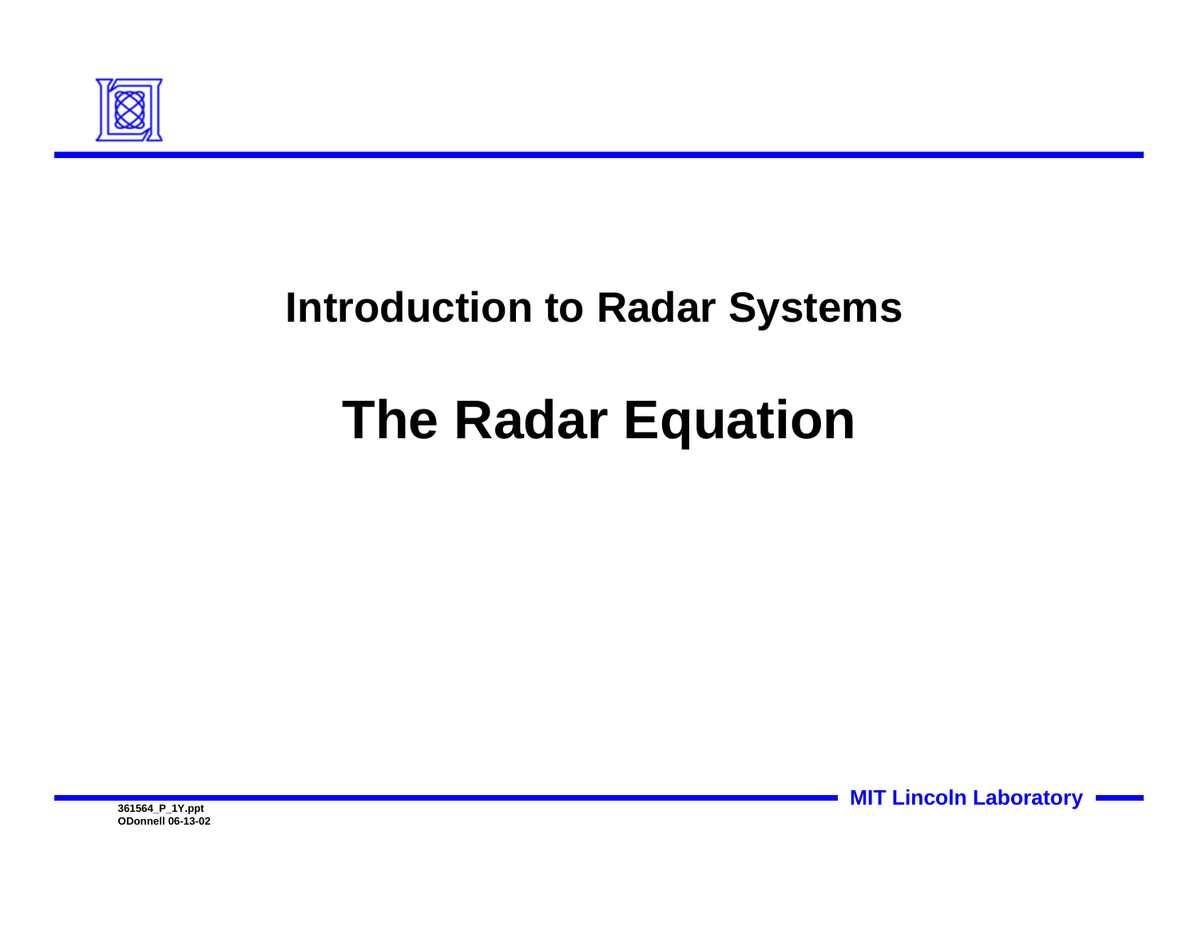## Introduction to Radar Systems

# The Radar Equation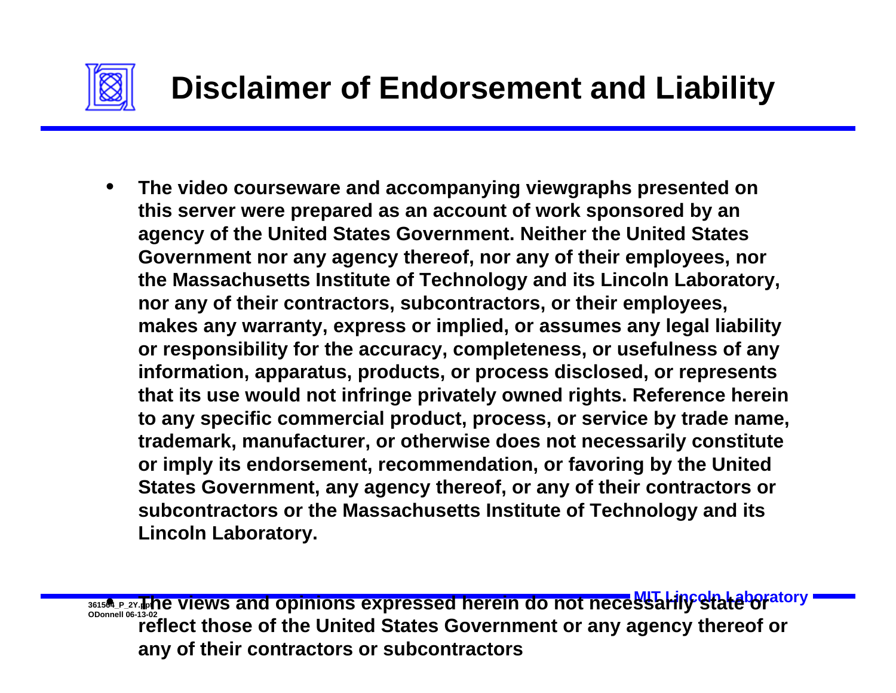# Disclaimer of Endorsement and Liability

- The video courseware and accompanying viewgraphs presented on this server were prepared as an account of work sponsored by an agency of the United States Government. Neither the United States Government nor any agency thereof, nor any of their employees, nor the Massachusetts Institute of Technology and its Lincoln Laboratory, nor any of their contractors, subcontractors, or their employees, makes any warranty, express or implied, or assumes any legal liability or responsibility for the accuracy, completeness, or usefulness of any information, apparatus, products, or process disclosed, or represents that its use would not infringe privately owned rights. Reference herein to any specific commercial product, process, or service by trade name, trademark, manufacturer, or otherwise does not necessarily constitute or imply its endorsement, recommendation, or favoring by the United States Government, any agency thereof, or any of their contractors or subcontractors or the Massachusetts Institute of Technology and its Lincoln Laboratory.

- The views and opinions expressed herein do not necessarily state or reflect those of the United States Government or any agency thereof or any of their contractors or subcontractors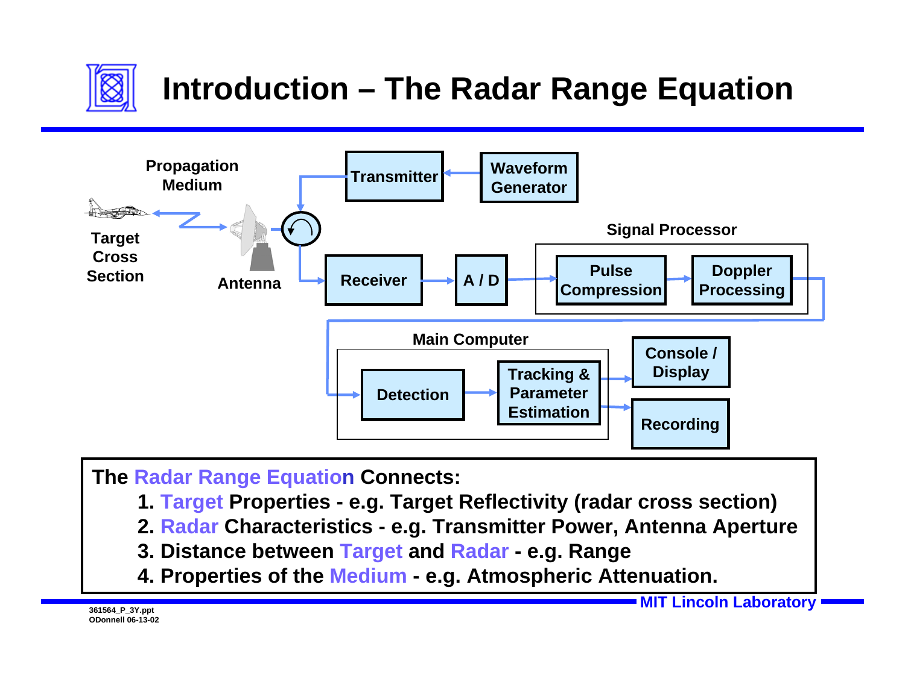# Introduction – The Radar Range Equation

Propagation Medium

Transmitter → Waveform Generator

Target Cross Section

Antenna

Receiver → A / D

Signal Processor: Pulse Compression → Doppler Processing

Main Computer: Detection → Tracking & Parameter Estimation

Console / Display

Recording

**The Radar Range Equation Connects:**

1. **Target Properties - e.g. Target Reflectivity (radar cross section)**
2. **Radar Characteristics - e.g. Transmitter Power, Antenna Aperture**
3. **Distance between Target and Radar - e.g. Range**
4. **Properties of the Medium - e.g. Atmospheric Attenuation.**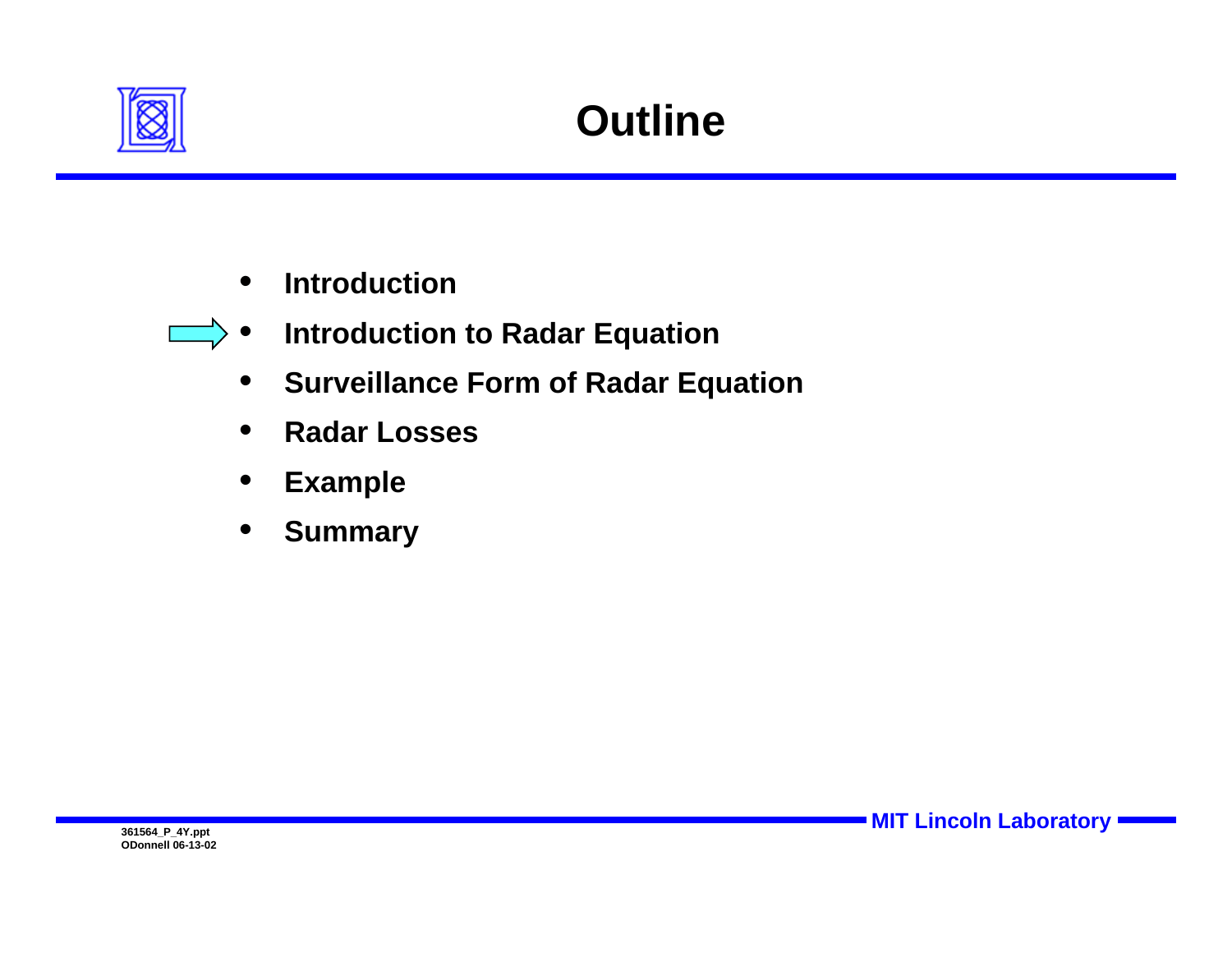# Outline

- Introduction
- Introduction to Radar Equation
- Surveillance Form of Radar Equation
- Radar Losses
- Example
- Summary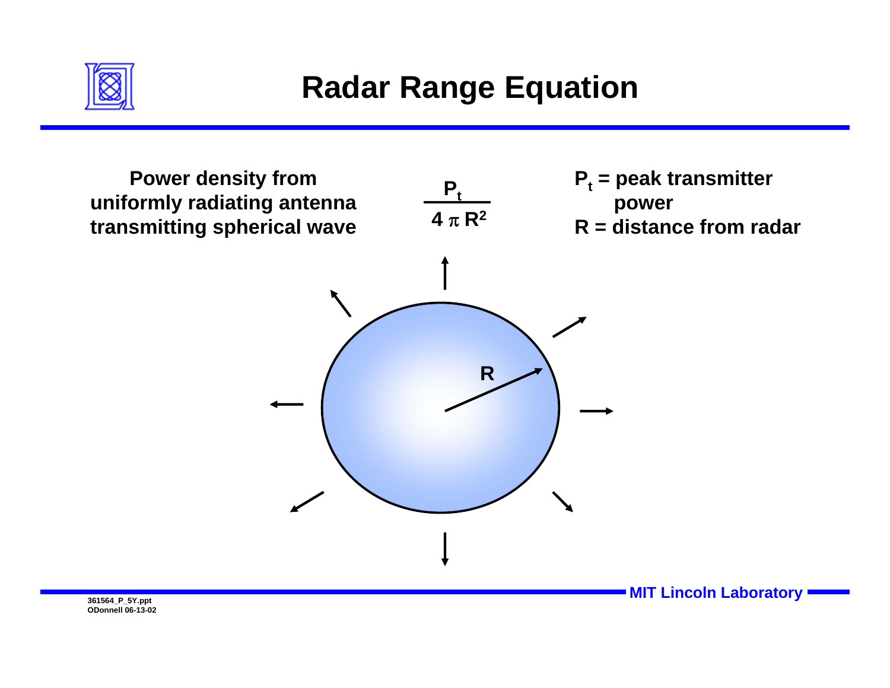# Radar Range Equation

Power density from uniformly radiating antenna transmitting spherical wave

$$\frac{P_t}{4 \pi R^2}$$

$P_t$ = peak transmitter power

$R$ = distance from radar

R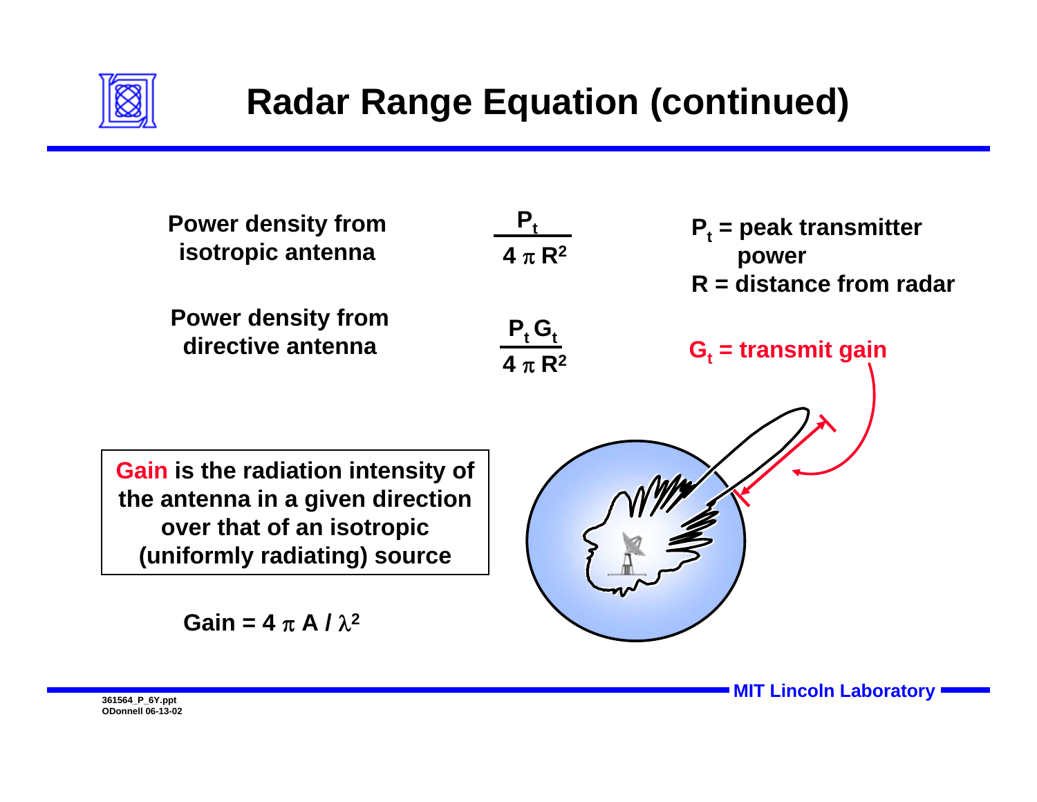# Radar Range Equation (continued)

**Power density from isotropic antenna**

$$\frac{P_t}{4 \pi R^2}$$

**Power density from directive antenna**

$$\frac{P_t G_t}{4 \pi R^2}$$

**$P_t$ = peak transmitter power**

**R = distance from radar**

**$G_t$ = transmit gain**

**Gain is the radiation intensity of the antenna in a given direction over that of an isotropic (uniformly radiating) source**

$$\text{Gain} = 4 \pi A / \lambda^2$$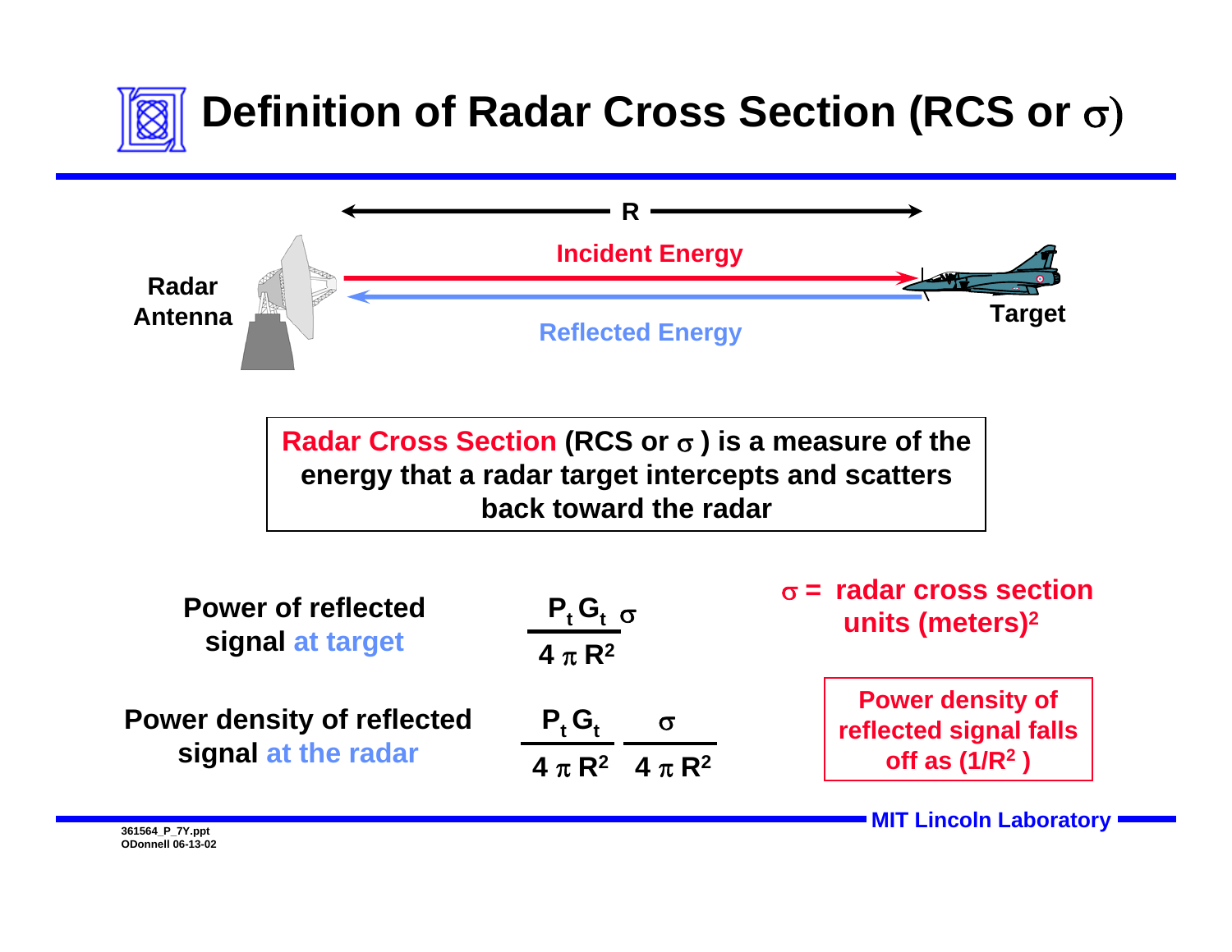# Definition of Radar Cross Section (RCS or σ)

R

Radar Antenna

Incident Energy

Reflected Energy

Target

**Radar Cross Section (RCS or σ) is a measure of the energy that a radar target intercepts and scatters back toward the radar**

**Power of reflected signal at target**

$$\frac{P_t G_t \sigma}{4 \pi R^2}$$

**Power density of reflected signal at the radar**

$$\frac{P_t G_t}{4 \pi R^2} \frac{\sigma}{4 \pi R^2}$$

σ = radar cross section units (meters)$^2$

Power density of reflected signal falls off as ($1/R^2$)

MIT Lincoln Laboratory

361564_P_7Y.ppt
ODonnell 06-13-02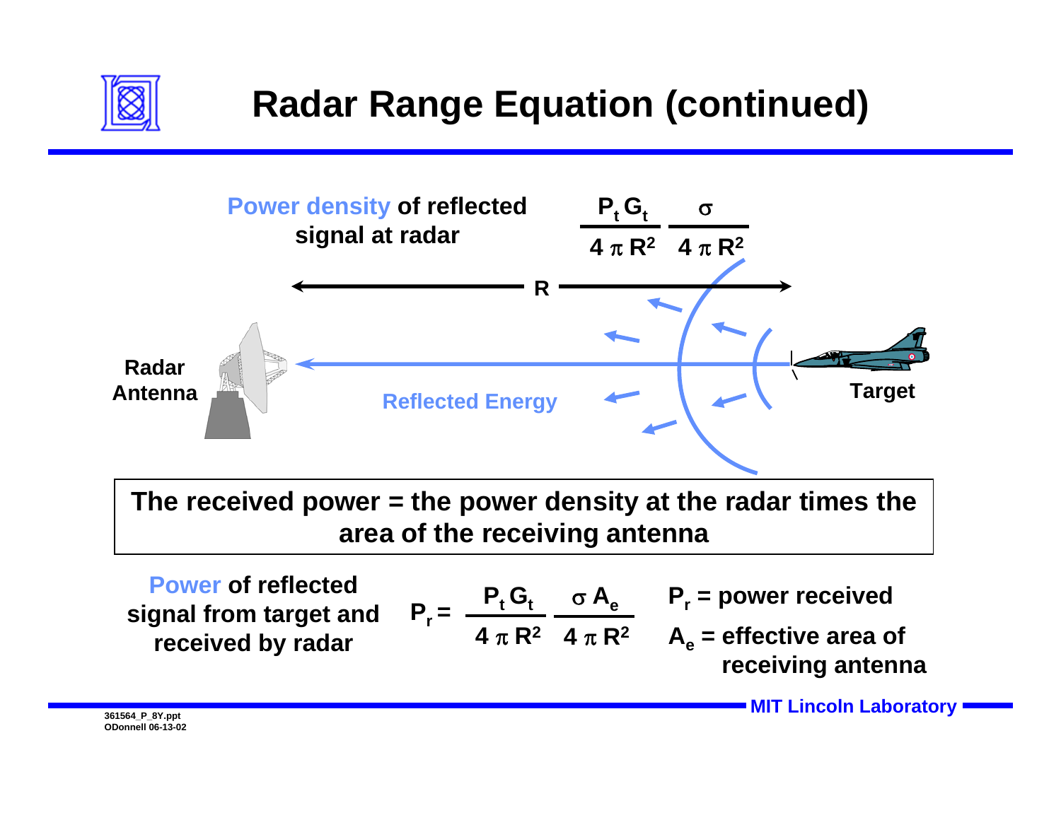# Radar Range Equation (continued)

Power density of reflected signal at radar

$$\frac{P_t G_t}{4 \pi R^2} \frac{\sigma}{4 \pi R^2}$$

R

Radar Antenna

Reflected Energy

Target

**The received power = the power density at the radar times the area of the receiving antenna**

Power of reflected signal from target and received by radar

$$P_r = \frac{P_t G_t}{4 \pi R^2} \frac{\sigma A_e}{4 \pi R^2}$$

$P_r$ = power received

$A_e$ = effective area of receiving antenna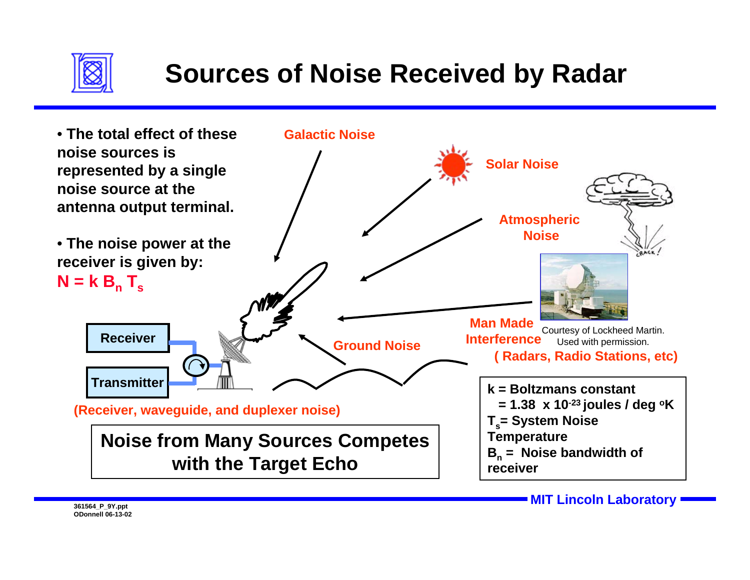# Sources of Noise Received by Radar

- The total effect of these noise sources is represented by a single noise source at the antenna output terminal.
- The noise power at the receiver is given by:

$N = k\, B_n\, T_s$

Galactic Noise

Solar Noise

Atmospheric Noise

Man Made Interference

( Radars, Radio Stations, etc)

Courtesy of Lockheed Martin. Used with permission.

Ground Noise

Receiver

Transmitter

(Receiver, waveguide, and duplexer noise)

k = Boltzmans constant
= 1.38 x $10^{-23}$ joules / deg °K

$T_s$ = System Noise Temperature

$B_n$ = Noise bandwidth of receiver

**Noise from Many Sources Competes with the Target Echo**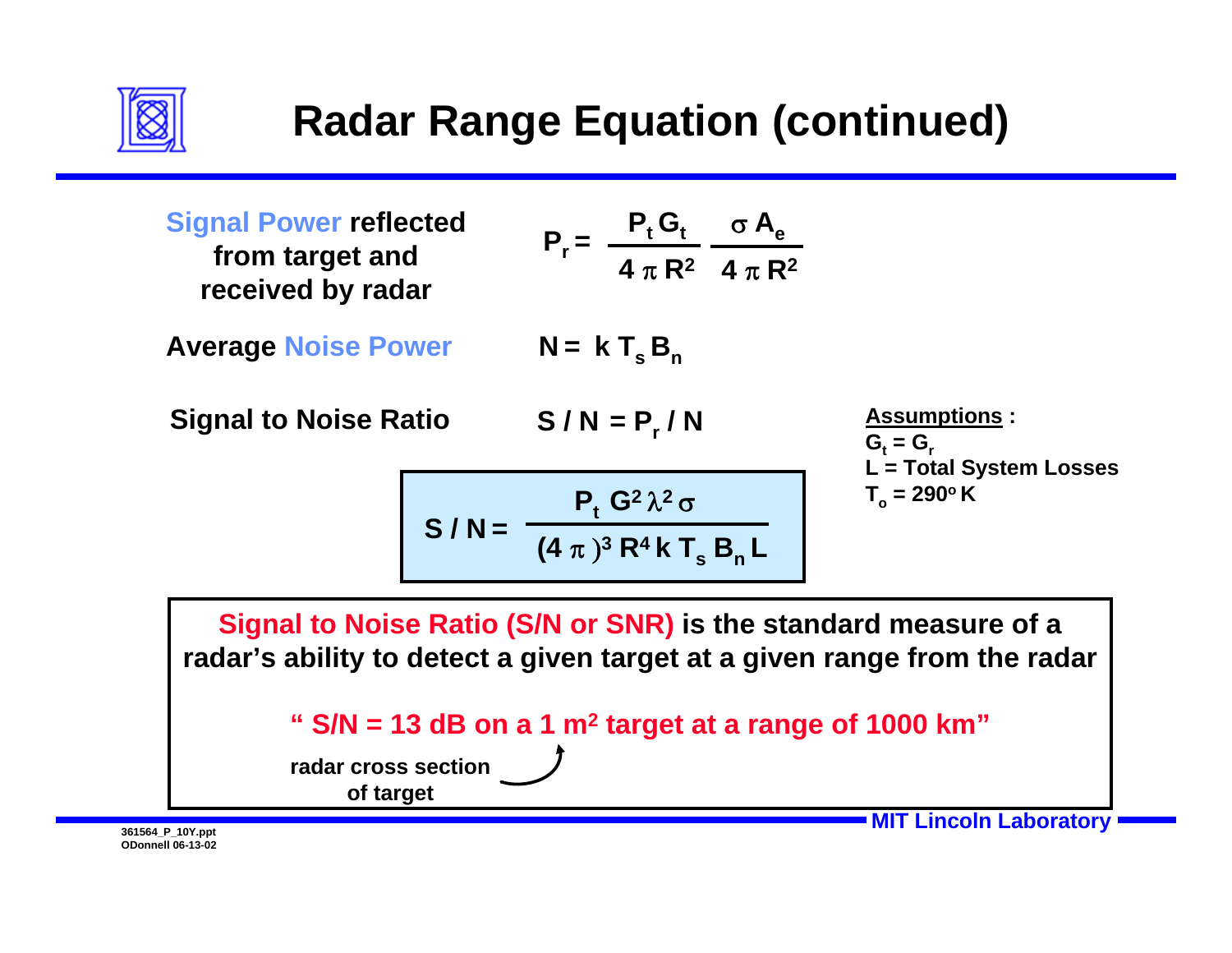# Radar Range Equation (continued)

**Signal Power reflected from target and received by radar**

$$P_r = \frac{P_t G_t}{4 \pi R^2} \frac{\sigma A_e}{4 \pi R^2}$$

**Average Noise Power**

$$N = k T_s B_n$$

**Signal to Noise Ratio**

$$S / N = P_r / N$$

$$S / N = \frac{P_t G^2 \lambda^2 \sigma}{(4 \pi)^3 R^4 k T_s B_n L}$$

**Assumptions :**

- $G_t = G_r$
- $L$ = Total System Losses
- $T_o = 290^o K$

**Signal to Noise Ratio (S/N or SNR) is the standard measure of a radar's ability to detect a given target at a given range from the radar**

**" S/N = 13 dB on a 1 m² target at a range of 1000 km"**

**radar cross section of target**

361564_P_10Y.ppt
ODonnell 06-13-02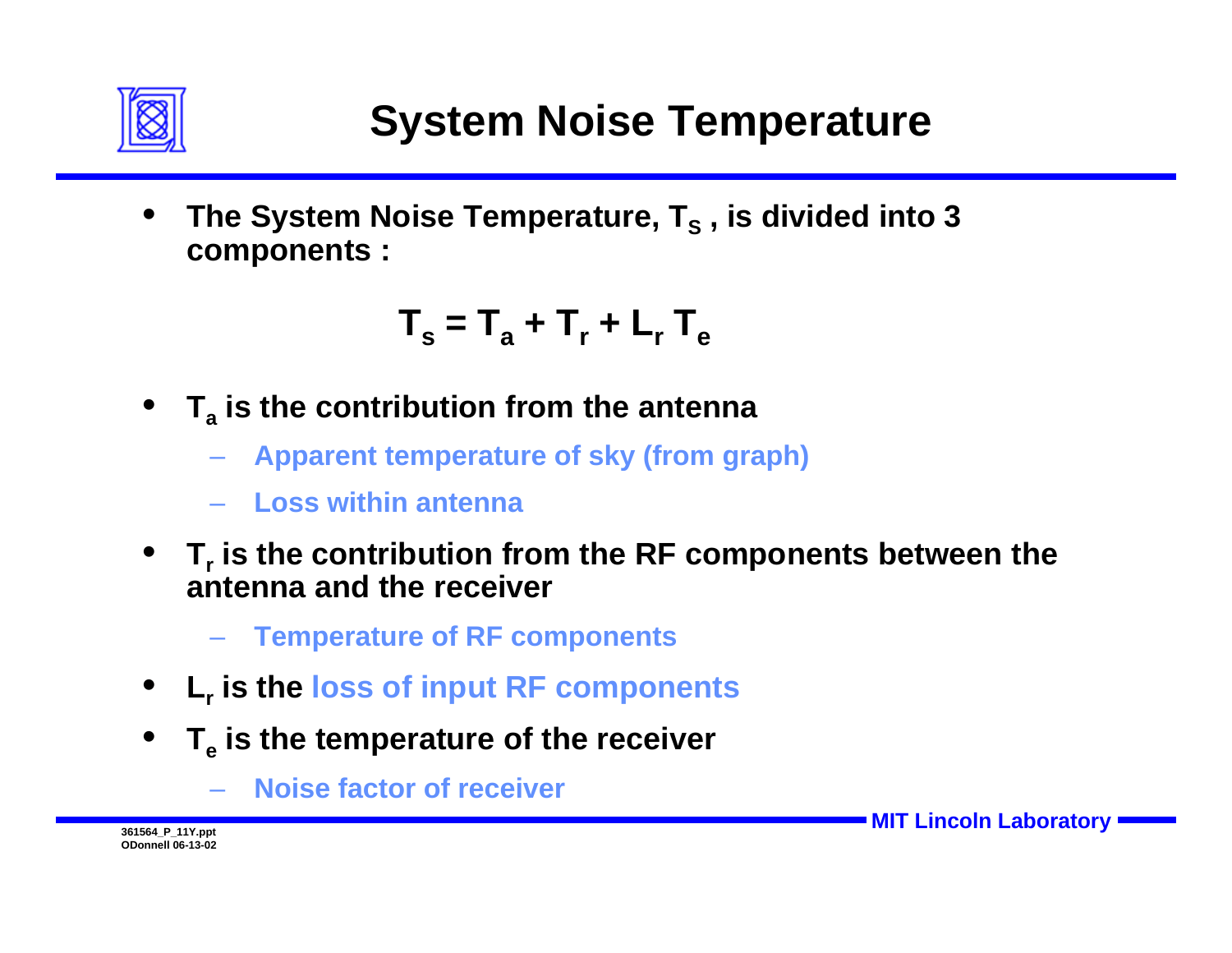# System Noise Temperature

- The System Noise Temperature, $T_S$, is divided into 3 components :

$$T_s = T_a + T_r + L_r \, T_e$$

- $T_a$ is the contribution from the antenna
  - Apparent temperature of sky (from graph)
  - Loss within antenna
- $T_r$ is the contribution from the RF components between the antenna and the receiver
  - Temperature of RF components
- $L_r$ is the loss of input RF components
- $T_e$ is the temperature of the receiver
  - Noise factor of receiver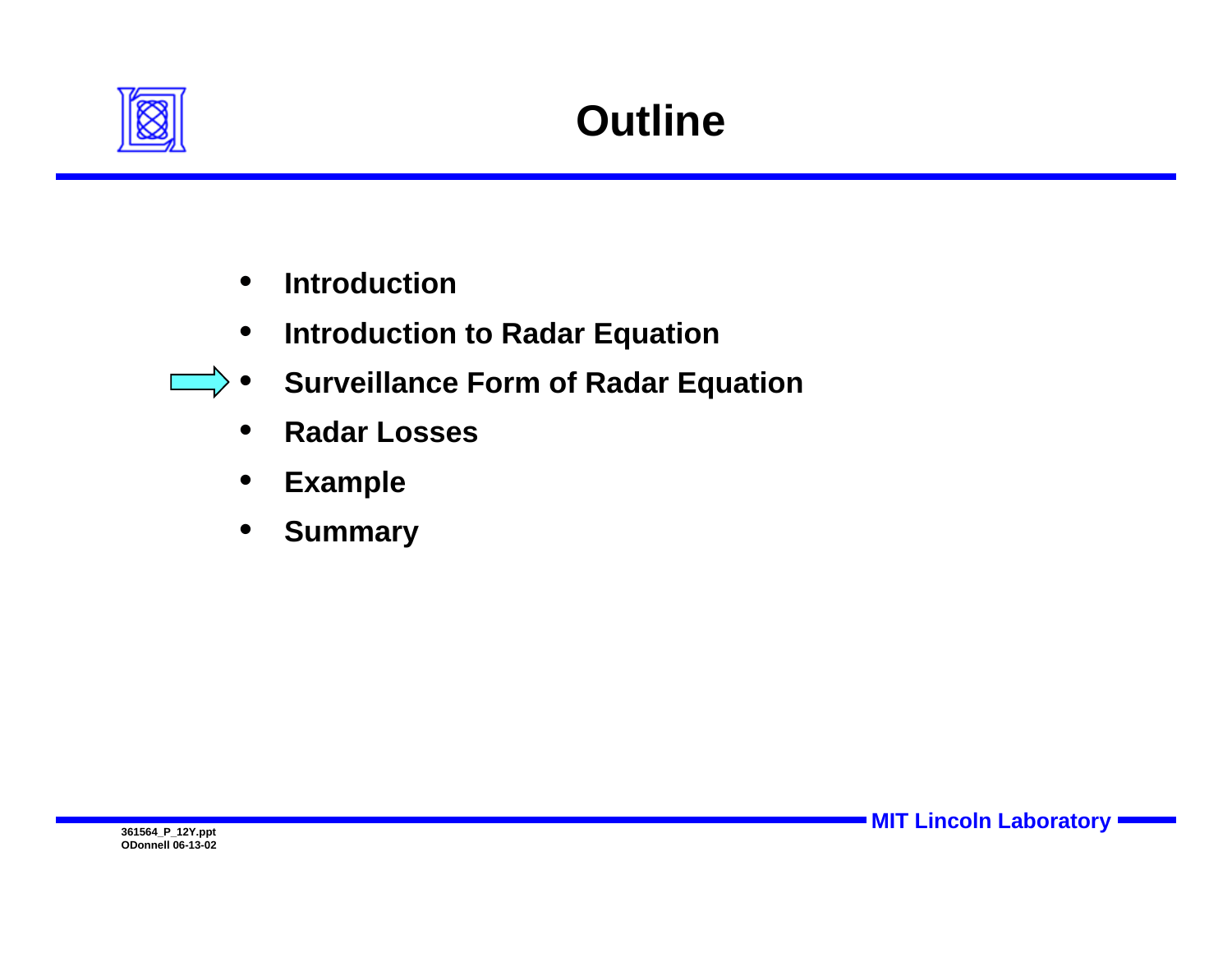# Outline

- Introduction
- Introduction to Radar Equation
- Surveillance Form of Radar Equation
- Radar Losses
- Example
- Summary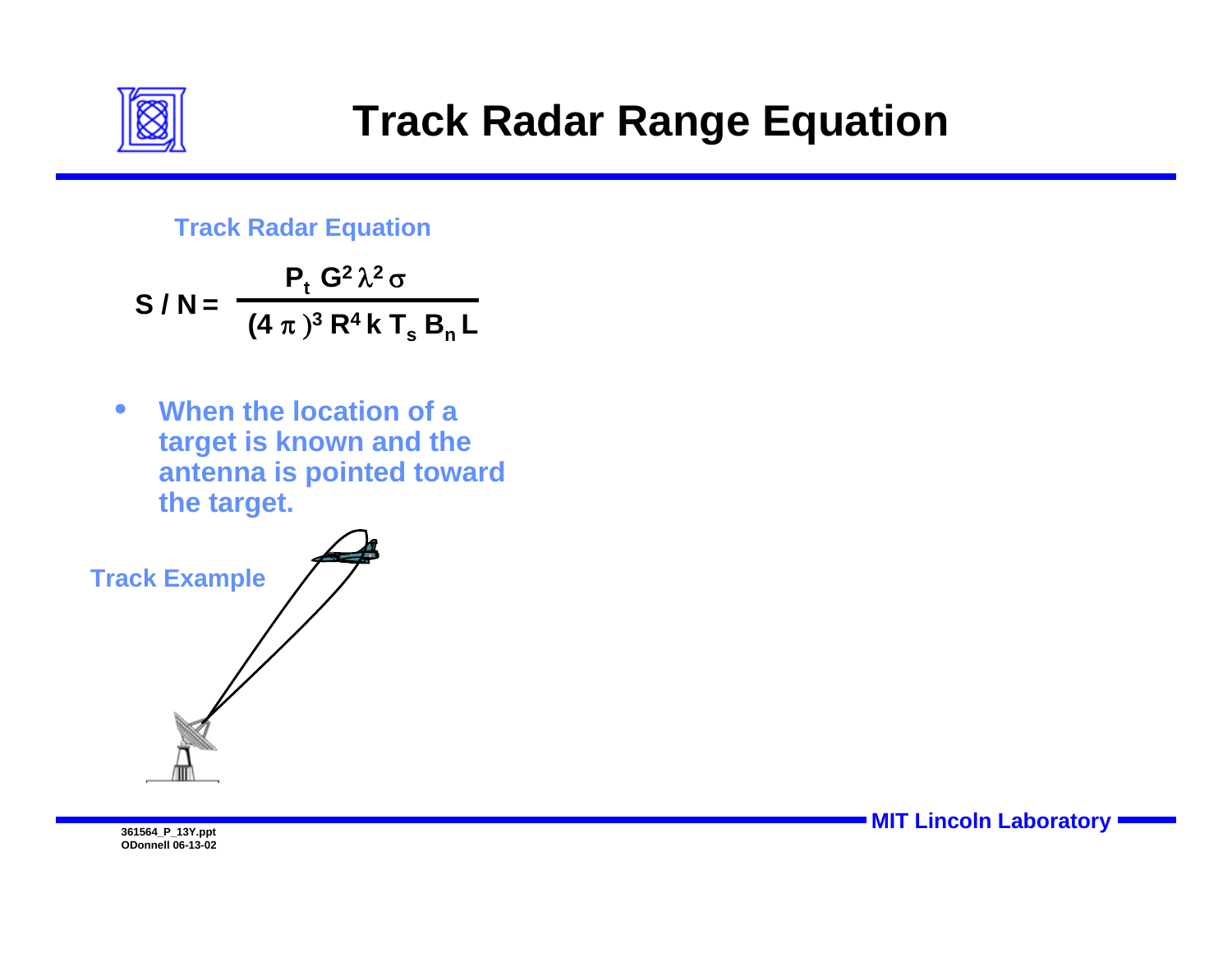# Track Radar Range Equation

**Track Radar Equation**

$$S / N = \frac{P_t \, G^2 \, \lambda^2 \, \sigma}{(4\,\pi)^3 \, R^4 \, k \, T_s \, B_n \, L}$$

- **When the location of a target is known and the antenna is pointed toward the target.**

**Track Example**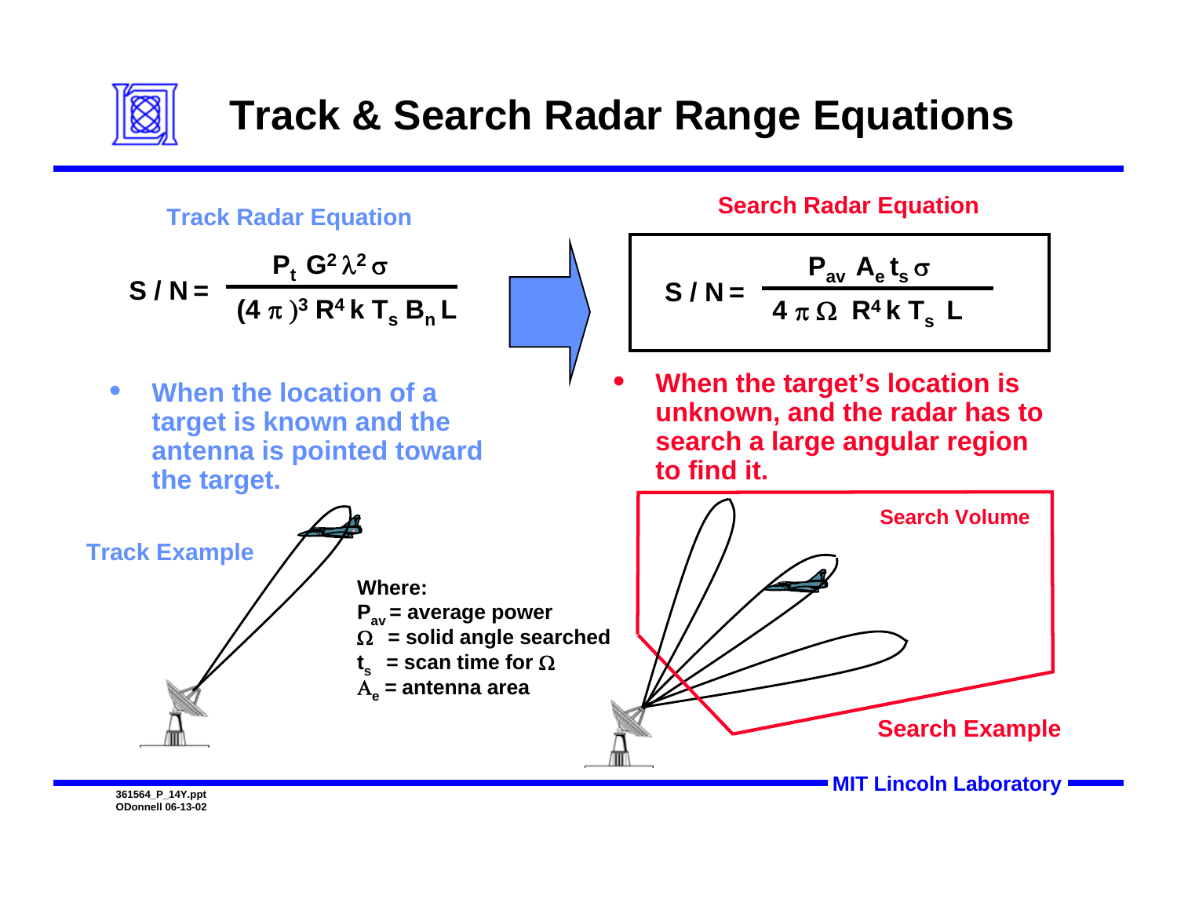# Track & Search Radar Range Equations

## Track Radar Equation

$$S/N = \frac{P_t \, G^2 \lambda^2 \sigma}{(4\pi)^3 R^4 k \, T_s \, B_n \, L}$$

- When the location of a target is known and the antenna is pointed toward the target.

Track Example

## Search Radar Equation

$$S/N = \frac{P_{av} \, A_e \, t_s \, \sigma}{4 \pi \Omega \; R^4 k \, T_s \; L}$$

- When the target's location is unknown, and the radar has to search a large angular region to find it.

Where:

$P_{av}$ = average power

$\Omega$ = solid angle searched

$t_s$ = scan time for $\Omega$

$A_e$ = antenna area

Search Volume

Search Example

361564_P_14Y.ppt
ODonnell 06-13-02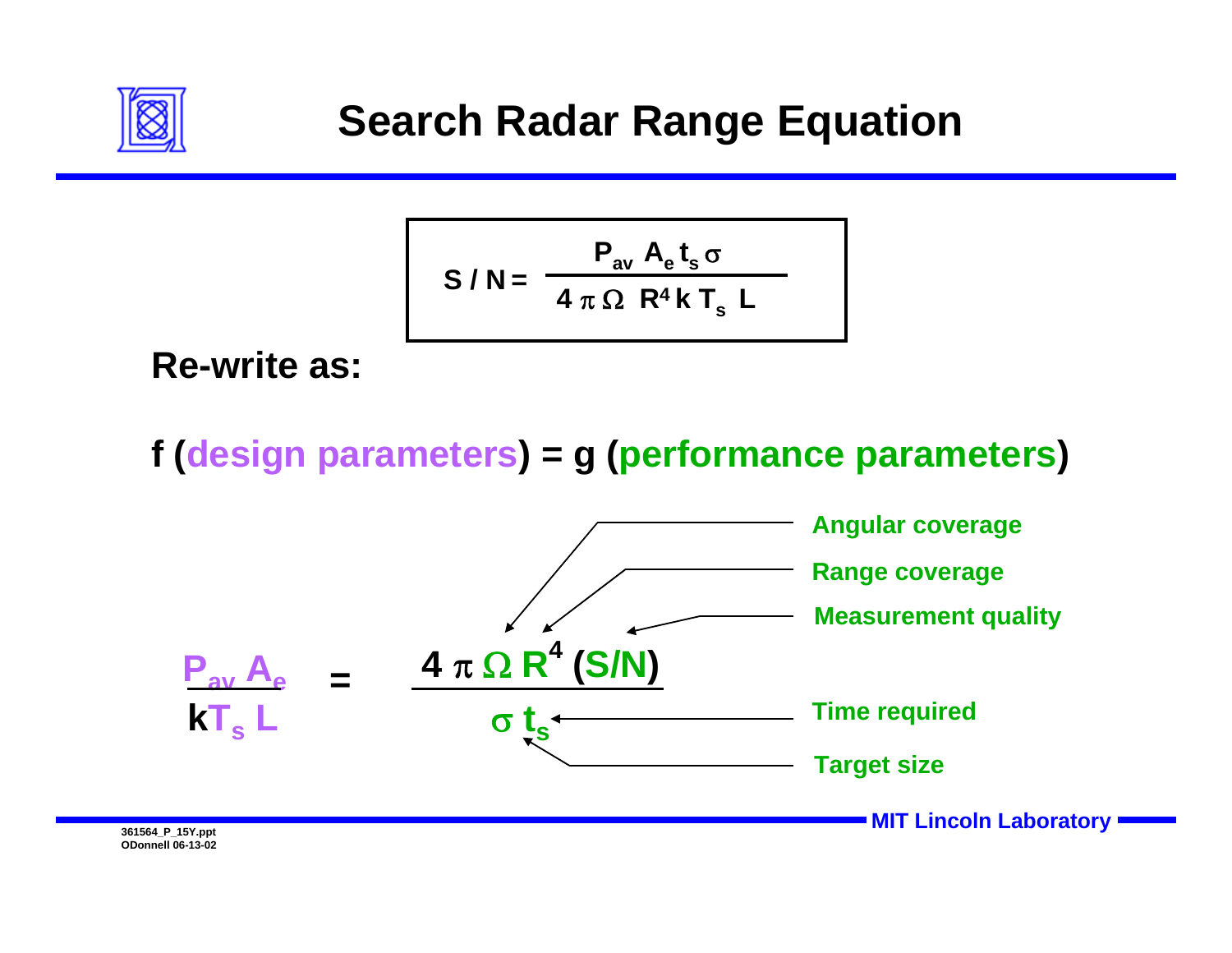# Search Radar Range Equation

$$S / N = \frac{P_{av} \, A_e \, t_s \, \sigma}{4 \pi \Omega \, R^4 k \, T_s \, L}$$

**Re-write as:**

**f (design parameters) = g (performance parameters)**

$$\frac{P_{av} \, A_e}{k T_s \, L} = \frac{4 \pi \Omega \, R^4 \, (S/N)}{\sigma \, t_s}$$

- $\Omega$: Angular coverage
- $R^4$: Range coverage
- $(S/N)$: Measurement quality
- $t_s$: Time required
- $\sigma$: Target size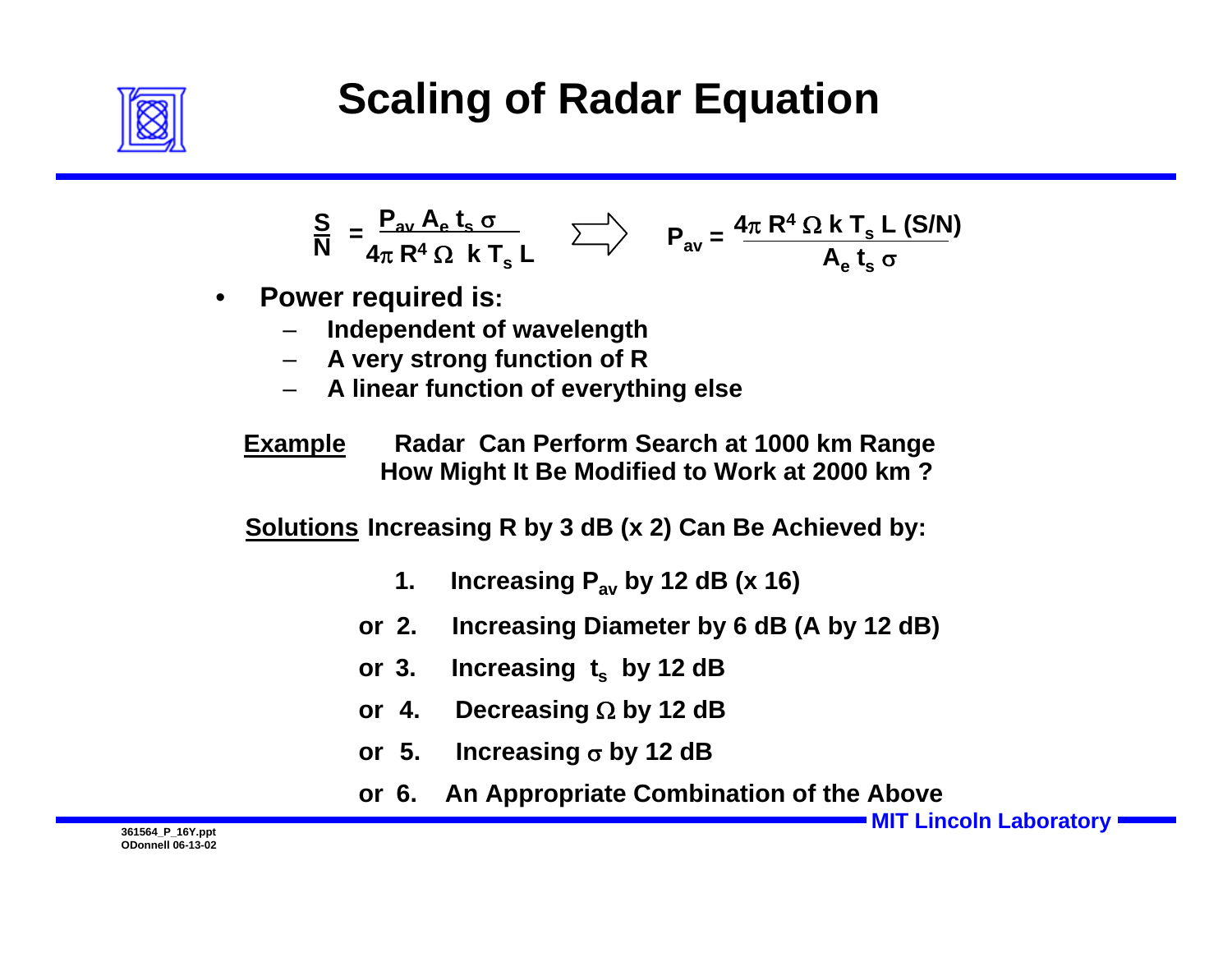# Scaling of Radar Equation

$$\frac{S}{N} = \frac{P_{av}\, A_e\, t_s\, \sigma}{4\pi\, R^4\, \Omega\, k\, T_s\, L} \quad \Longrightarrow \quad P_{av} = \frac{4\pi\, R^4\, \Omega\, k\, T_s\, L\, (S/N)}{A_e\, t_s\, \sigma}$$

- **Power required is:**
  - **Independent of wavelength**
  - **A very strong function of R**
  - **A linear function of everything else**

**Example** Radar Can Perform Search at 1000 km Range. How Might It Be Modified to Work at 2000 km ?

**Solutions** Increasing R by 3 dB (x 2) Can Be Achieved by:

1. Increasing $P_{av}$ by 12 dB (x 16)
2. or Increasing Diameter by 6 dB (A by 12 dB)
3. or Increasing $t_s$ by 12 dB
4. or Decreasing $\Omega$ by 12 dB
5. or Increasing $\sigma$ by 12 dB
6. or An Appropriate Combination of the Above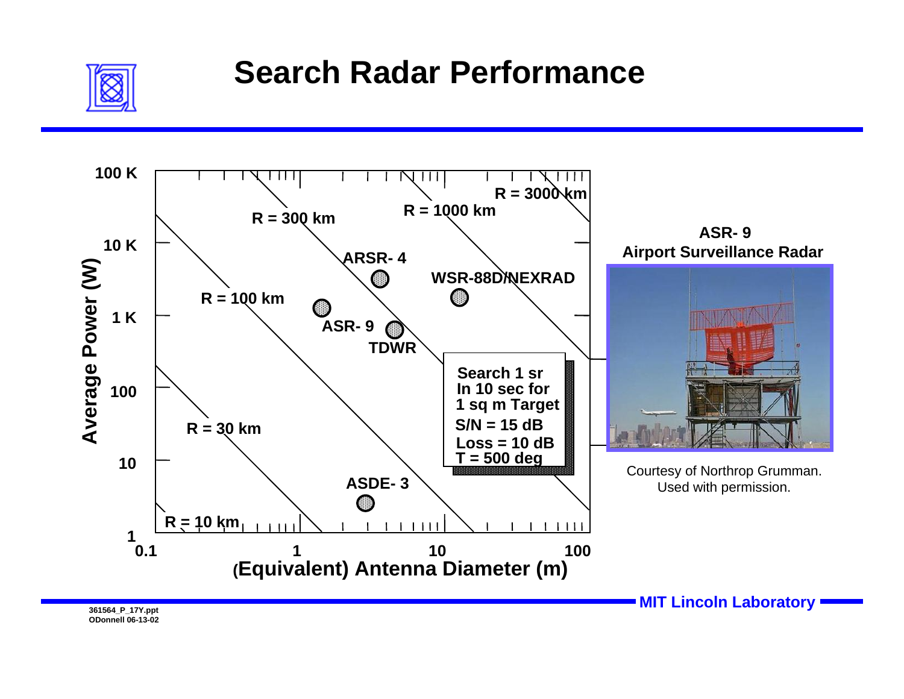# Search Radar Performance

Average Power (W)

100 K, 10 K, 1 K, 100, 10, 1

(Equivalent) Antenna Diameter (m)

0.1, 1, 10, 100

R = 10 km

R = 30 km

R = 100 km

R = 300 km

R = 1000 km

R = 3000 km

ARSR- 4

WSR-88D/NEXRAD

ASR- 9

TDWR

ASDE- 3

Search 1 sr
In 10 sec for
1 sq m Target
S/N = 15 dB
Loss = 10 dB
T = 500 deg

**ASR- 9**
**Airport Surveillance Radar**

Courtesy of Northrop Grumman.
Used with permission.

MIT Lincoln Laboratory

361564_P_17Y.ppt
ODonnell 06-13-02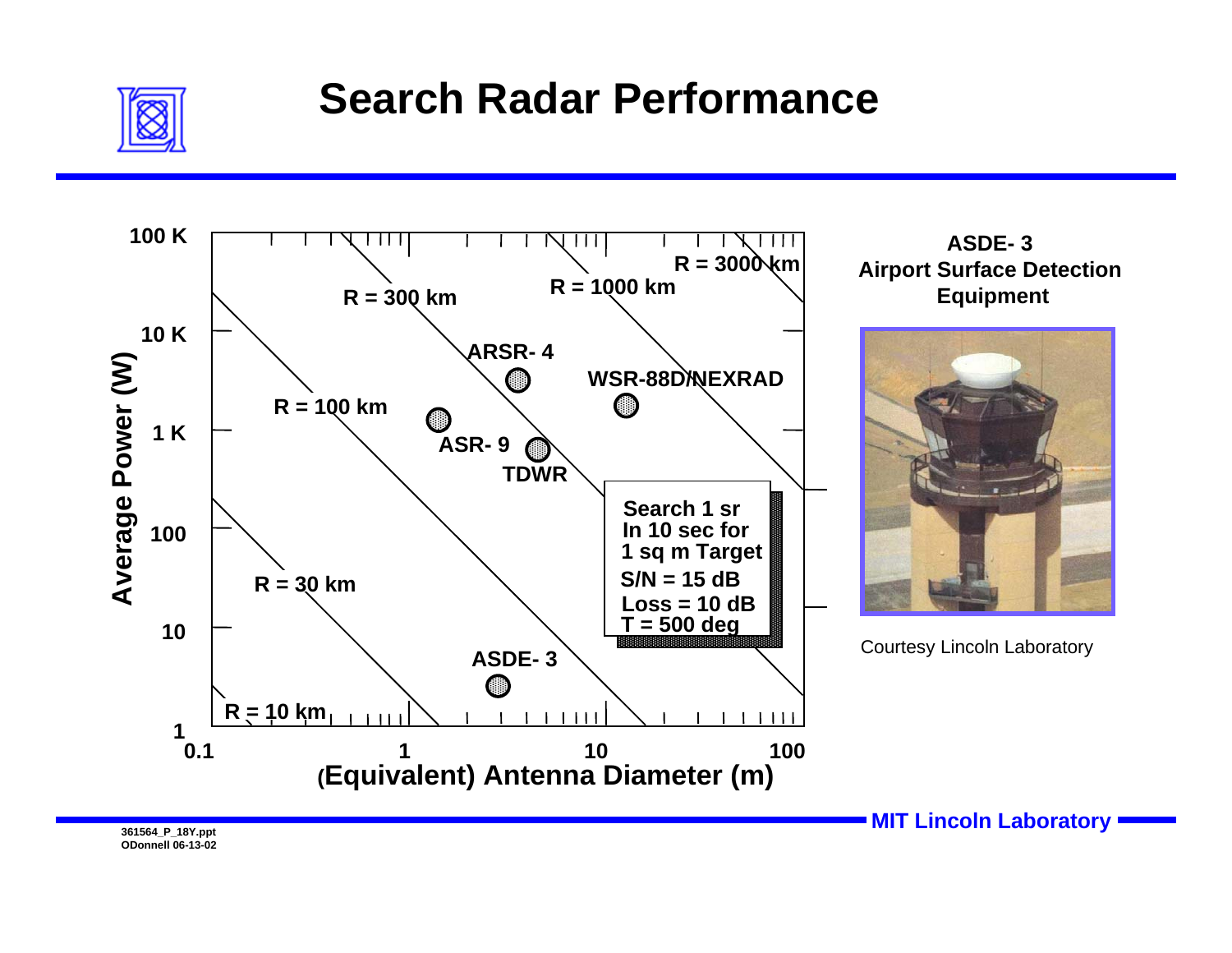# Search Radar Performance

Average Power (W)

100 K

10 K

1 K

100

10

1

0.1 1 10 100

(Equivalent) Antenna Diameter (m)

R = 10 km

R = 30 km

R = 100 km

R = 300 km

R = 1000 km

R = 3000 km

ARSR- 4

WSR-88D/NEXRAD

ASR- 9

TDWR

ASDE- 3

Search 1 sr
In 10 sec for
1 sq m Target
S/N = 15 dB
Loss = 10 dB
T = 500 deg

**ASDE- 3**
**Airport Surface Detection Equipment**

Courtesy Lincoln Laboratory

MIT Lincoln Laboratory

361564_P_18Y.ppt
ODonnell 06-13-02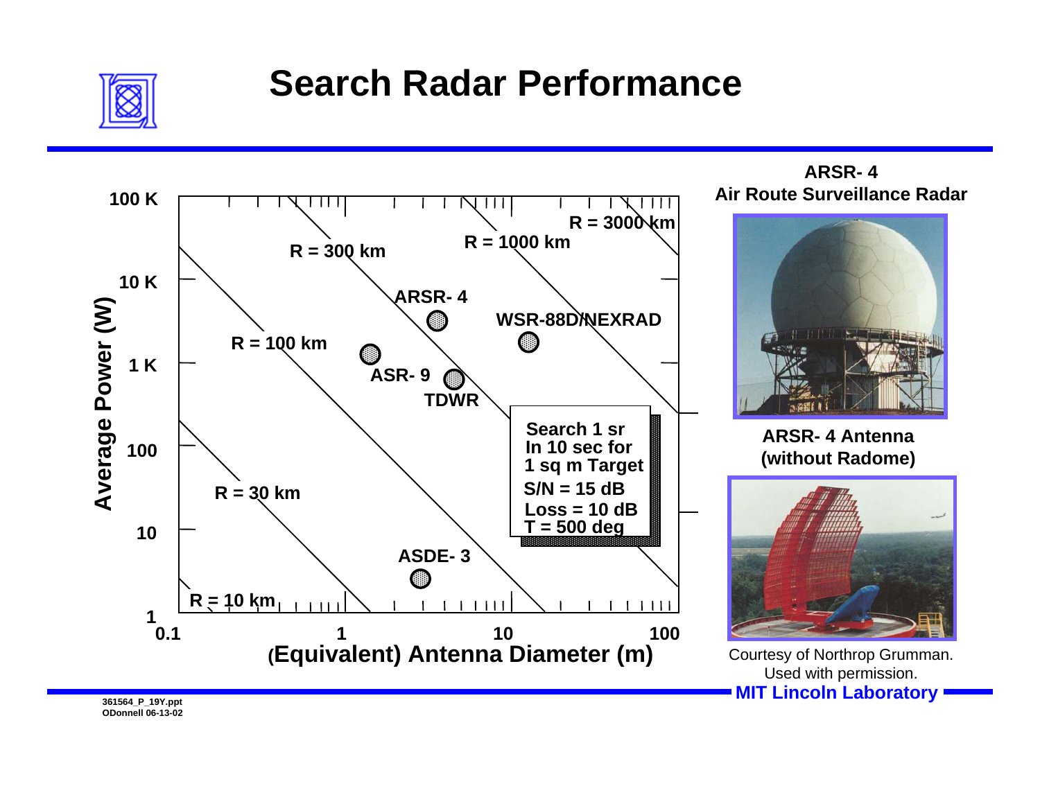# Search Radar Performance

Average Power (W) vs. (Equivalent) Antenna Diameter (m)

- R = 10 km
- R = 30 km
- R = 100 km
- R = 300 km
- R = 1000 km
- R = 3000 km

Data points: ARSR- 4, WSR-88D/NEXRAD, ASR- 9, TDWR, ASDE- 3

Search 1 sr
In 10 sec for
1 sq m Target
S/N = 15 dB
Loss = 10 dB
T = 500 deg

**ARSR- 4**
**Air Route Surveillance Radar**

**ARSR- 4 Antenna (without Radome)**

Courtesy of Northrop Grumman.
Used with permission.

361564_P_19Y.ppt
ODonnell 06-13-02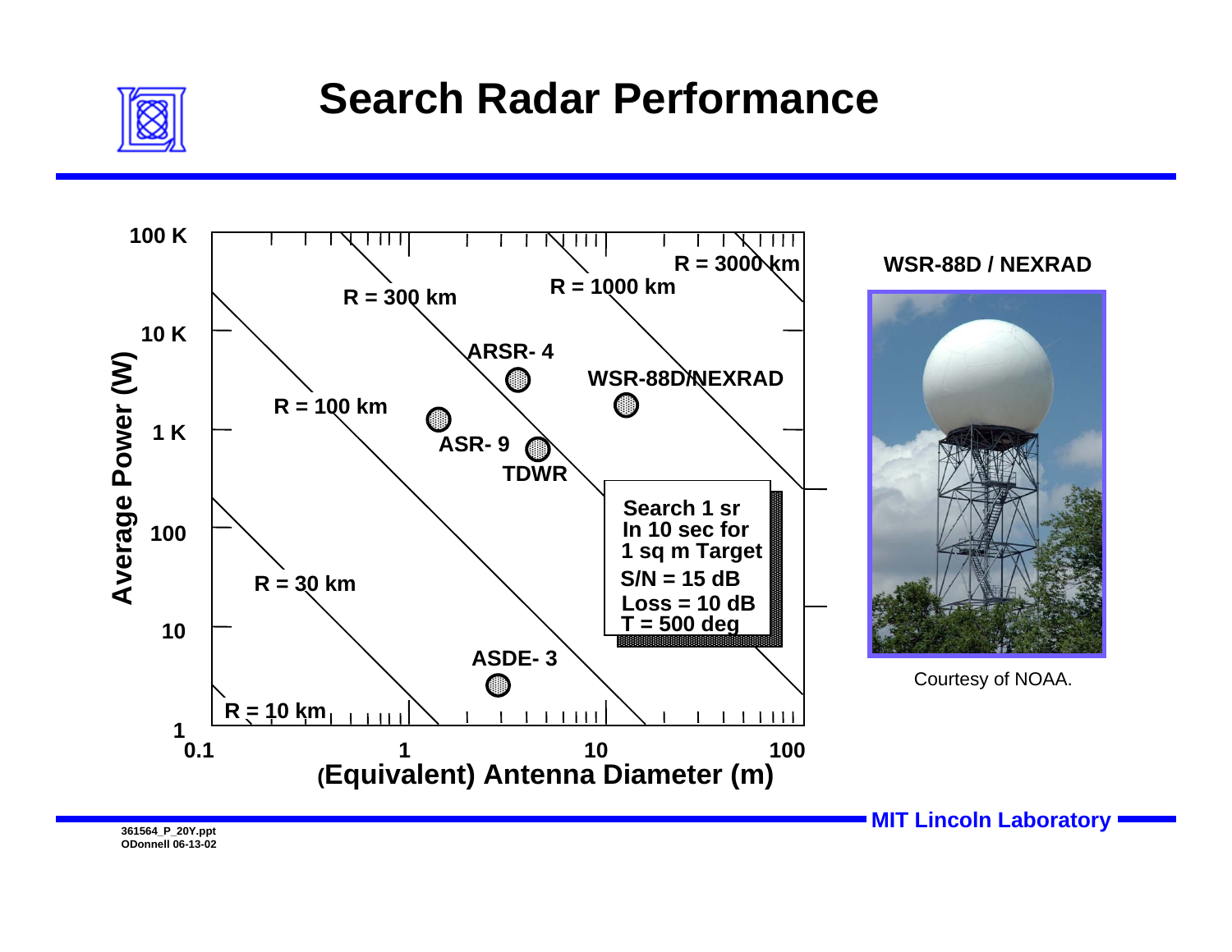# Search Radar Performance

Average Power (W) vs. (Equivalent) Antenna Diameter (m)

- Y-axis: 1, 10, 100, 1 K, 10 K, 100 K
- X-axis: 0.1, 1, 10, 100
- Range lines: R = 10 km, R = 30 km, R = 100 km, R = 300 km, R = 1000 km, R = 3000 km
- Radars: ARSR- 4, ASR- 9, TDWR, WSR-88D/NEXRAD, ASDE- 3

Search 1 sr
In 10 sec for
1 sq m Target
S/N = 15 dB
Loss = 10 dB
T = 500 deg

**WSR-88D / NEXRAD**

Courtesy of NOAA.

MIT Lincoln Laboratory

361564_P_20Y.ppt
ODonnell 06-13-02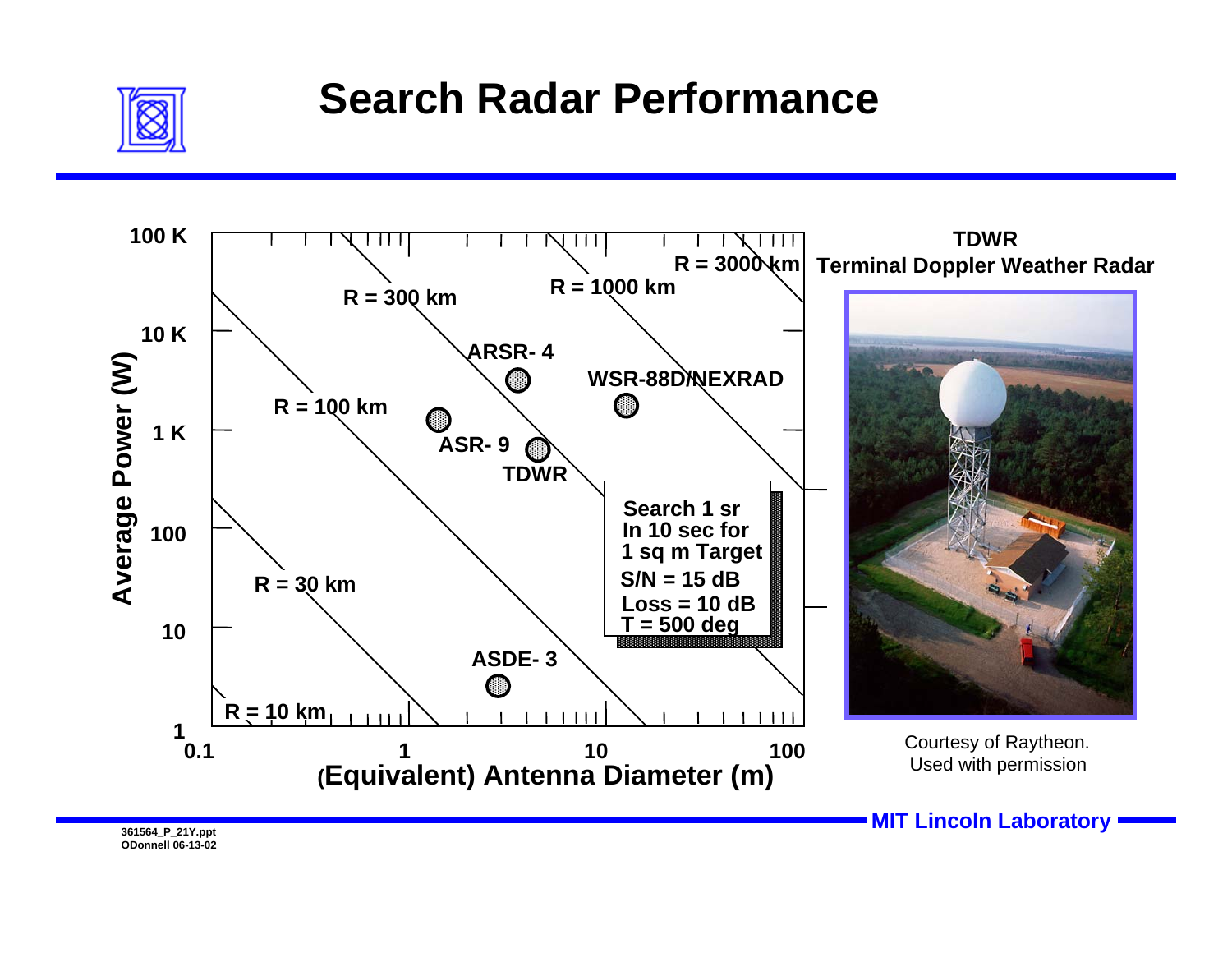# Search Radar Performance

Average Power (W)

100 K

10 K

1 K

100

10

1

0.1 1 10 100

(Equivalent) Antenna Diameter (m)

R = 3000 km

R = 1000 km

R = 300 km

R = 100 km

R = 30 km

R = 10 km

ARSR- 4

WSR-88D/NEXRAD

ASR- 9

TDWR

ASDE- 3

Search 1 sr
In 10 sec for
1 sq m Target
S/N = 15 dB
Loss = 10 dB
T = 500 deg

**TDWR**
**Terminal Doppler Weather Radar**

Courtesy of Raytheon.
Used with permission

361564_P_21Y.ppt
ODonnell 06-13-02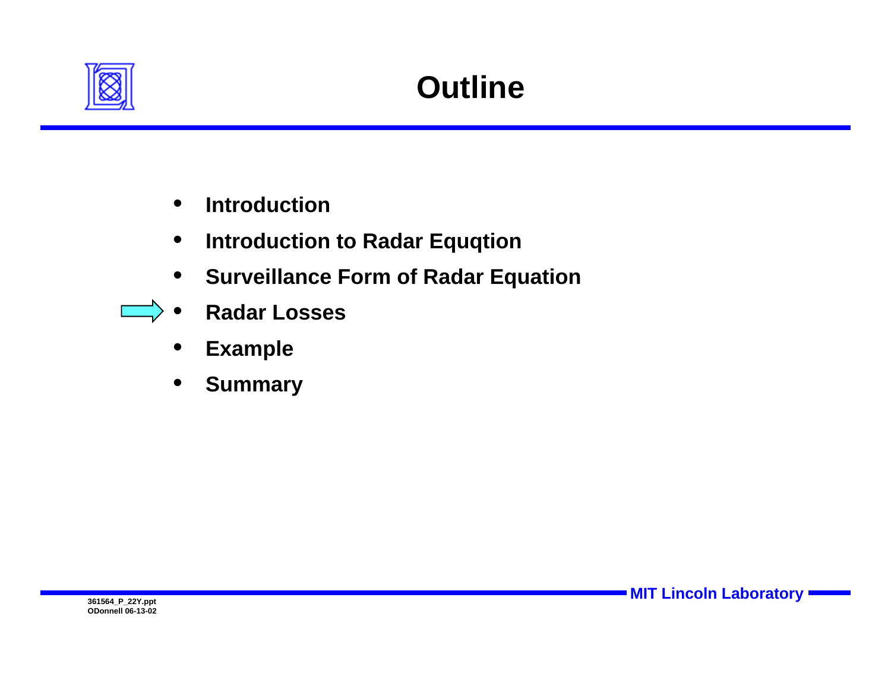# Outline

- Introduction
- Introduction to Radar Equqtion
- Surveillance Form of Radar Equation
- **Radar Losses**
- Example
- Summary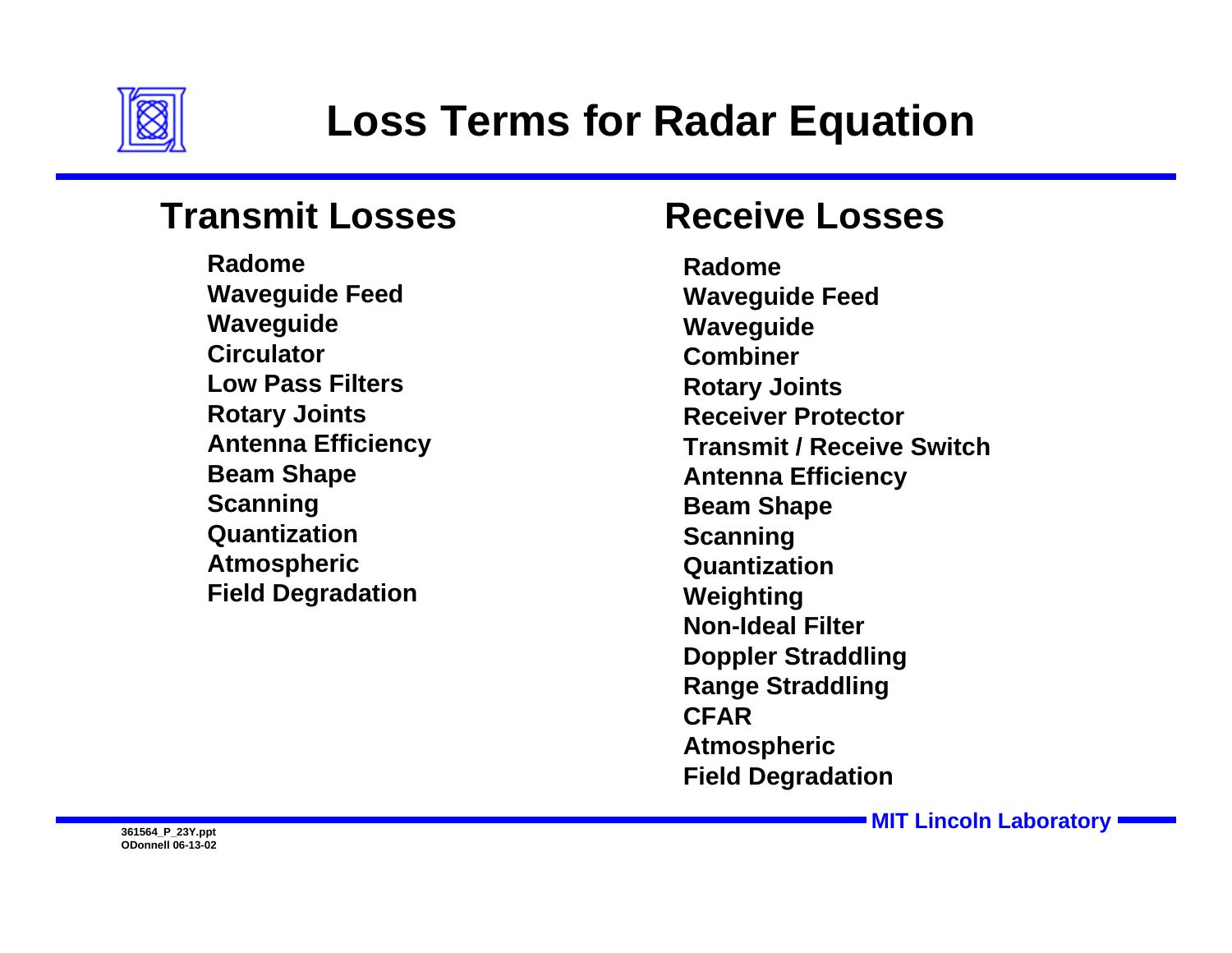# Loss Terms for Radar Equation

## Transmit Losses

- Radome
- Waveguide Feed
- Waveguide
- Circulator
- Low Pass Filters
- Rotary Joints
- Antenna Efficiency
- Beam Shape
- Scanning
- Quantization
- Atmospheric
- Field Degradation

## Receive Losses

- Radome
- Waveguide Feed
- Waveguide
- Combiner
- Rotary Joints
- Receiver Protector
- Transmit / Receive Switch
- Antenna Efficiency
- Beam Shape
- Scanning
- Quantization
- Weighting
- Non-Ideal Filter
- Doppler Straddling
- Range Straddling
- CFAR
- Atmospheric
- Field Degradation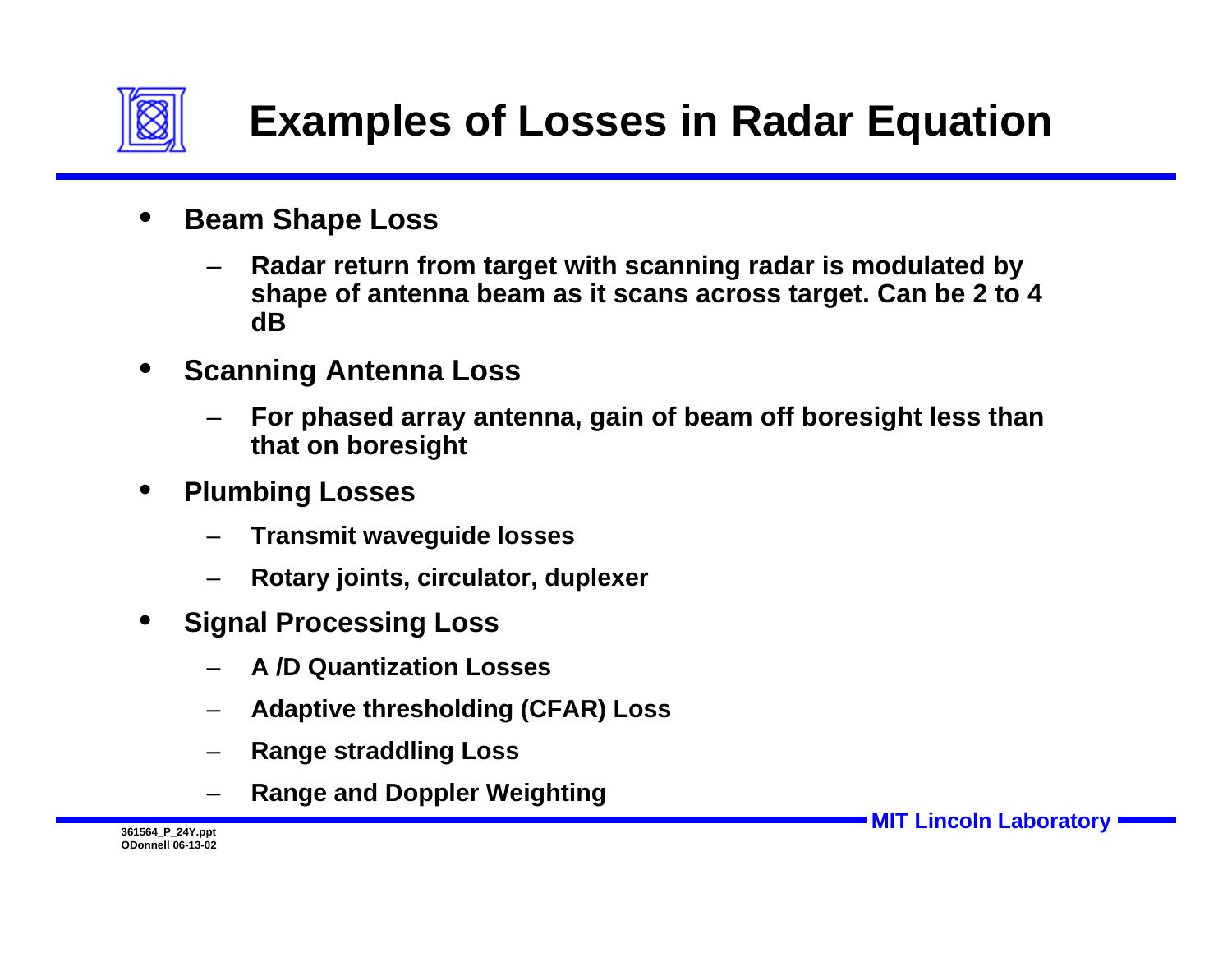# Examples of Losses in Radar Equation

- **Beam Shape Loss**
  - **Radar return from target with scanning radar is modulated by shape of antenna beam as it scans across target. Can be 2 to 4 dB**
- **Scanning Antenna Loss**
  - **For phased array antenna, gain of beam off boresight less than that on boresight**
- **Plumbing Losses**
  - **Transmit waveguide losses**
  - **Rotary joints, circulator, duplexer**
- **Signal Processing Loss**
  - **A /D Quantization Losses**
  - **Adaptive thresholding (CFAR) Loss**
  - **Range straddling Loss**
  - **Range and Doppler Weighting**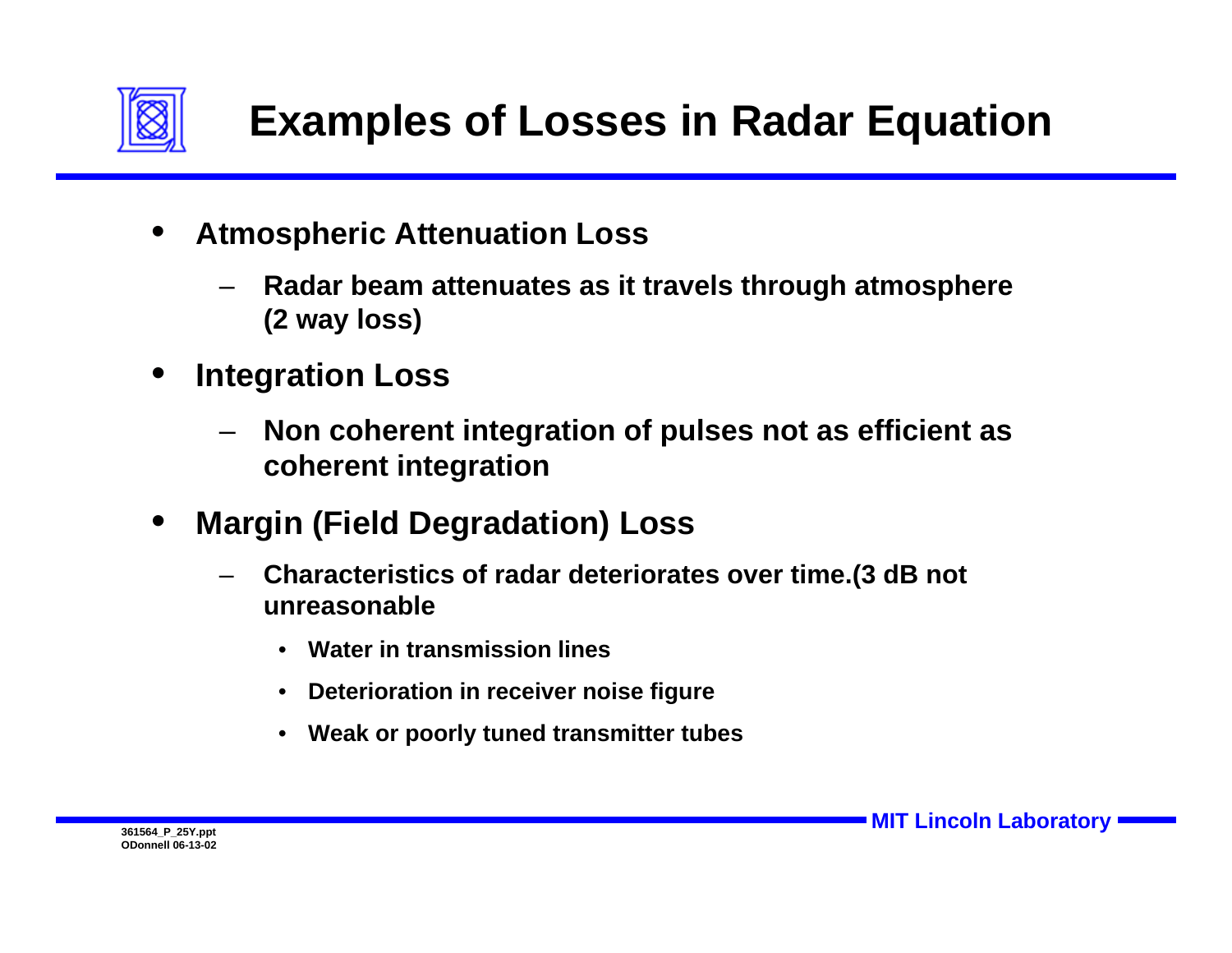# Examples of Losses in Radar Equation

- **Atmospheric Attenuation Loss**
  - **Radar beam attenuates as it travels through atmosphere (2 way loss)**
- **Integration Loss**
  - **Non coherent integration of pulses not as efficient as coherent integration**
- **Margin (Field Degradation) Loss**
  - **Characteristics of radar deteriorates over time.(3 dB not unreasonable**
    - **Water in transmission lines**
    - **Deterioration in receiver noise figure**
    - **Weak or poorly tuned transmitter tubes**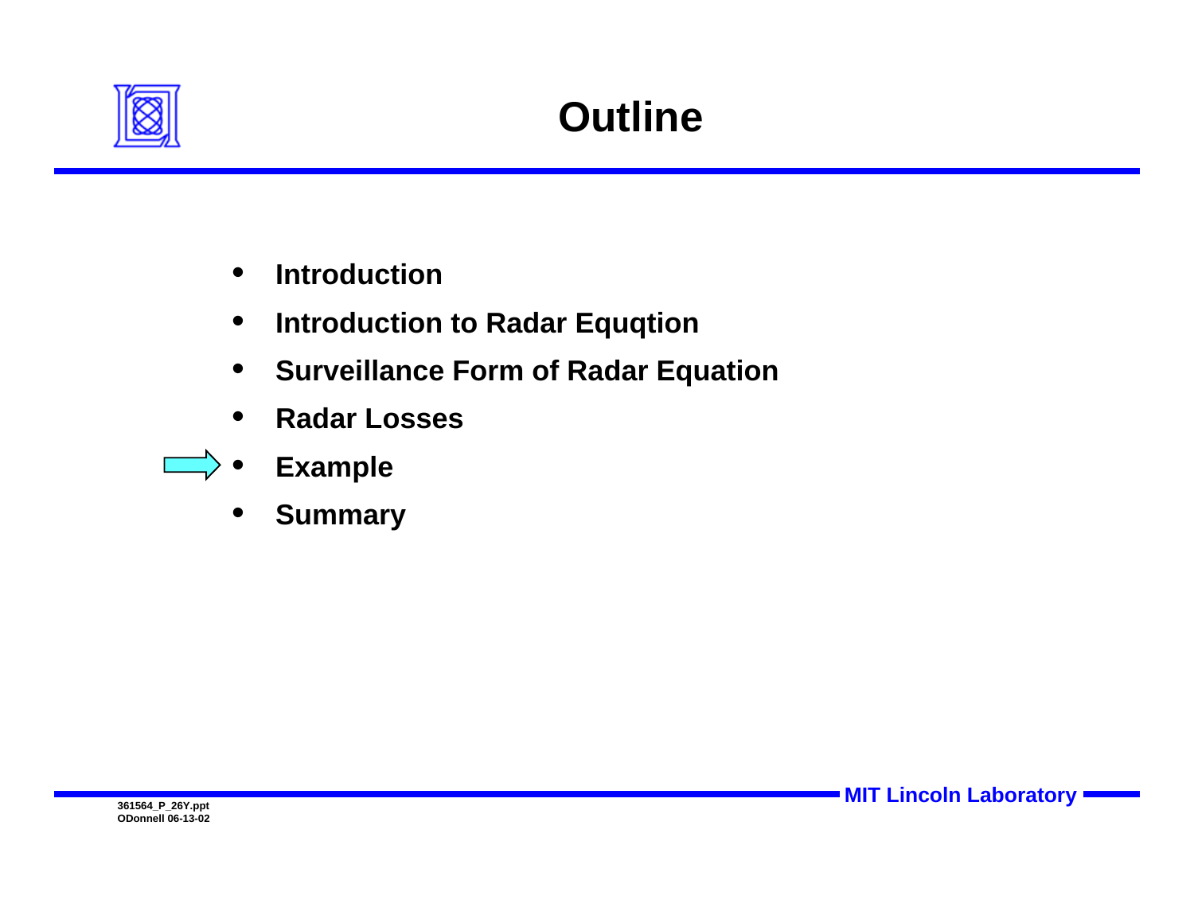# Outline

- Introduction
- Introduction to Radar Equqtion
- Surveillance Form of Radar Equation
- Radar Losses
- Example
- Summary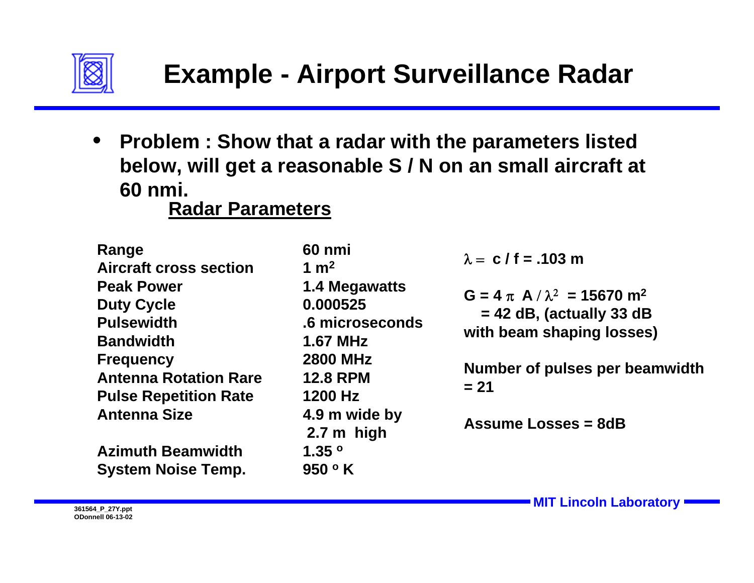# Example - Airport Surveillance Radar

- **Problem : Show that a radar with the parameters listed below, will get a reasonable S / N on an small aircraft at 60 nmi.**

**Radar Parameters**

| | |
|---|---|
| Range | 60 nmi |
| Aircraft cross section | 1 $m^2$ |
| Peak Power | 1.4 Megawatts |
| Duty Cycle | 0.000525 |
| Pulsewidth | .6 microseconds |
| Bandwidth | 1.67 MHz |
| Frequency | 2800 MHz |
| Antenna Rotation Rare | 12.8 RPM |
| Pulse Repetition Rate | 1200 Hz |
| Antenna Size | 4.9 m wide by 2.7 m high |
| Azimuth Beamwidth | 1.35 $^o$ |
| System Noise Temp. | 950 $^o$ K |

$\lambda =$ c / f = .103 m

G = 4 $\pi$ A / $\lambda^2$ = 15670 $m^2$
= 42 dB, (actually 33 dB with beam shaping losses)

Number of pulses per beamwidth = 21

Assume Losses = 8dB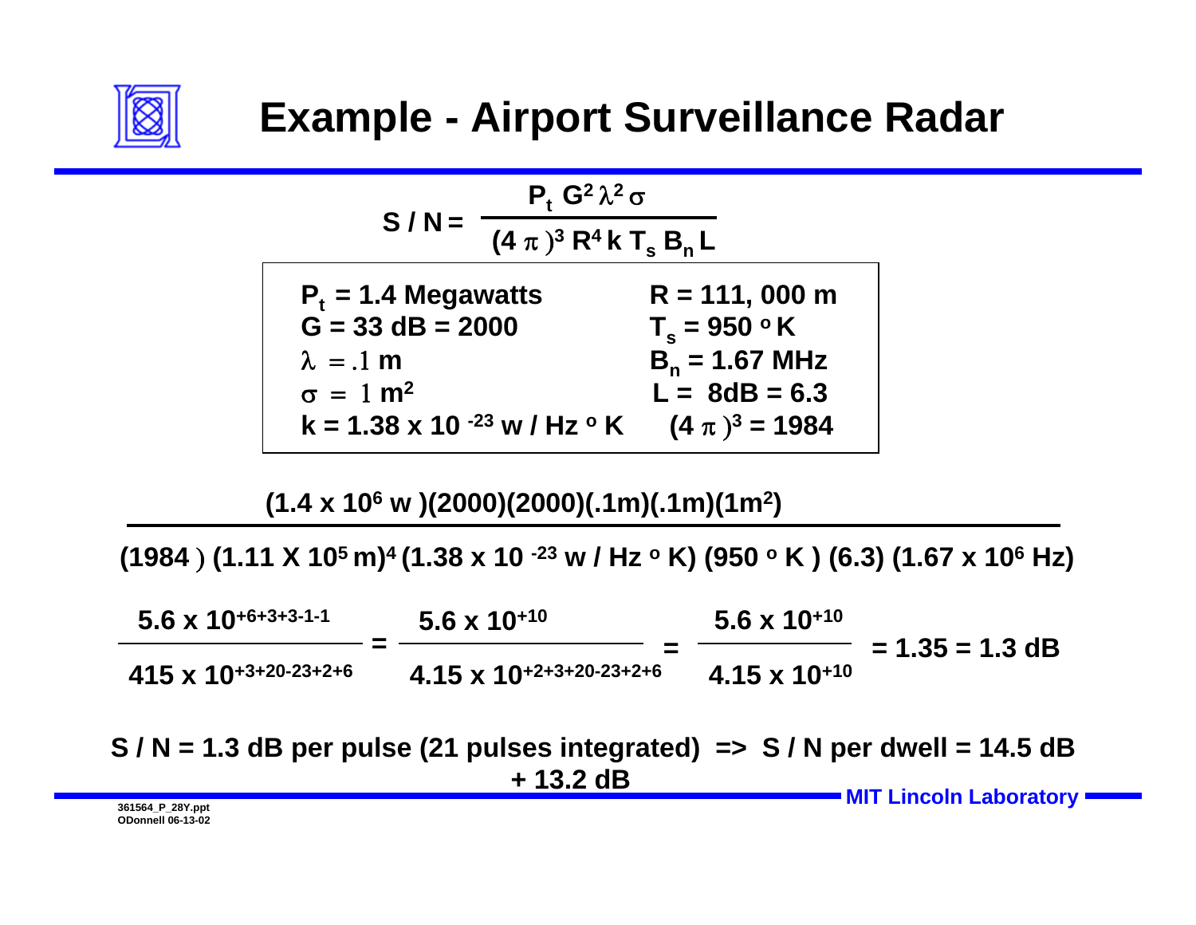# Example - Airport Surveillance Radar

$$S / N = \frac{P_t \, G^2 \lambda^2 \sigma}{(4\pi)^3 R^4 k \, T_s \, B_n \, L}$$

| | |
|---|---|
| $P_t$ = 1.4 Megawatts | R = 111, 000 m |
| G = 33 dB = 2000 | $T_s$ = 950 °K |
| $\lambda = .1$ m | $B_n$ = 1.67 MHz |
| $\sigma = 1$ m² | L = 8dB = 6.3 |
| k = 1.38 x 10 $^{-23}$ w / Hz °K | $(4\pi)^3$ = 1984 |

$$\frac{(1.4 \times 10^6 \text{ w})(2000)(2000)(.1\text{m})(.1\text{m})(1\text{m}^2)}{(1984)\,(1.11 \times 10^5 \text{ m})^4\,(1.38 \times 10^{-23} \text{ w / Hz °K})\,(950 \text{ °K})\,(6.3)\,(1.67 \times 10^6 \text{ Hz})}$$

$$\frac{5.6 \times 10^{+6+3+3-1-1}}{415 \times 10^{+3+20-23+2+6}} = \frac{5.6 \times 10^{+10}}{4.15 \times 10^{+2+3+20-23+2+6}} = \frac{5.6 \times 10^{+10}}{4.15 \times 10^{+10}} = 1.35 = 1.3 \text{ dB}$$

S / N = 1.3 dB per pulse (21 pulses integrated) => S / N per dwell = 14.5 dB

+ 13.2 dB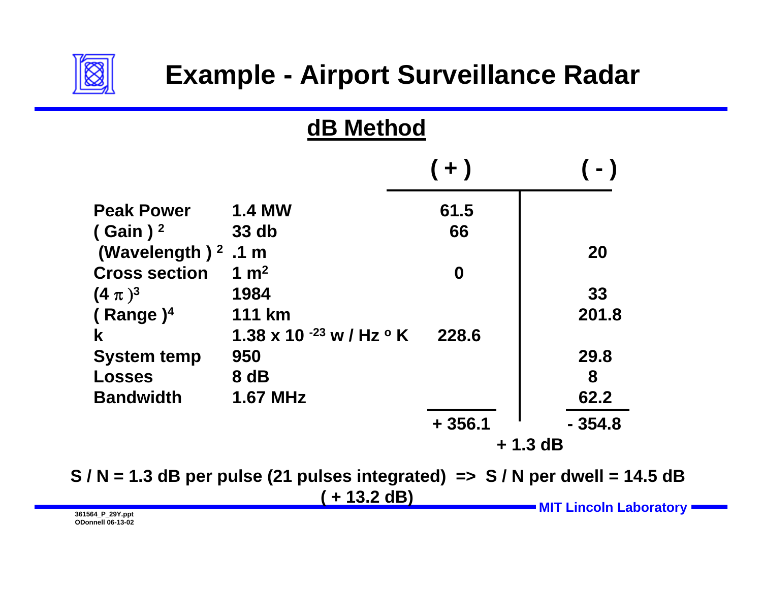# Example - Airport Surveillance Radar

## dB Method

| | | ( + ) | ( - ) |
|---|---|---|---|
| Peak Power | 1.4 MW | 61.5 | |
| $( \text{Gain} )^2$ | 33 db | 66 | |
| $( \text{Wavelength} )^2$ | .1 m | | 20 |
| Cross section | $1\ m^2$ | 0 | |
| $(4\pi)^3$ | 1984 | | 33 |
| $( \text{Range} )^4$ | 111 km | | 201.8 |
| k | $1.38 \times 10^{-23}$ w / Hz °K | 228.6 | |
| System temp | 950 | | 29.8 |
| Losses | 8 dB | | 8 |
| Bandwidth | 1.67 MHz | | 62.2 |
| | | + 356.1 | - 354.8 |

+ 1.3 dB

S / N = 1.3 dB per pulse (21 pulses integrated) => S / N per dwell = 14.5 dB
( + 13.2 dB)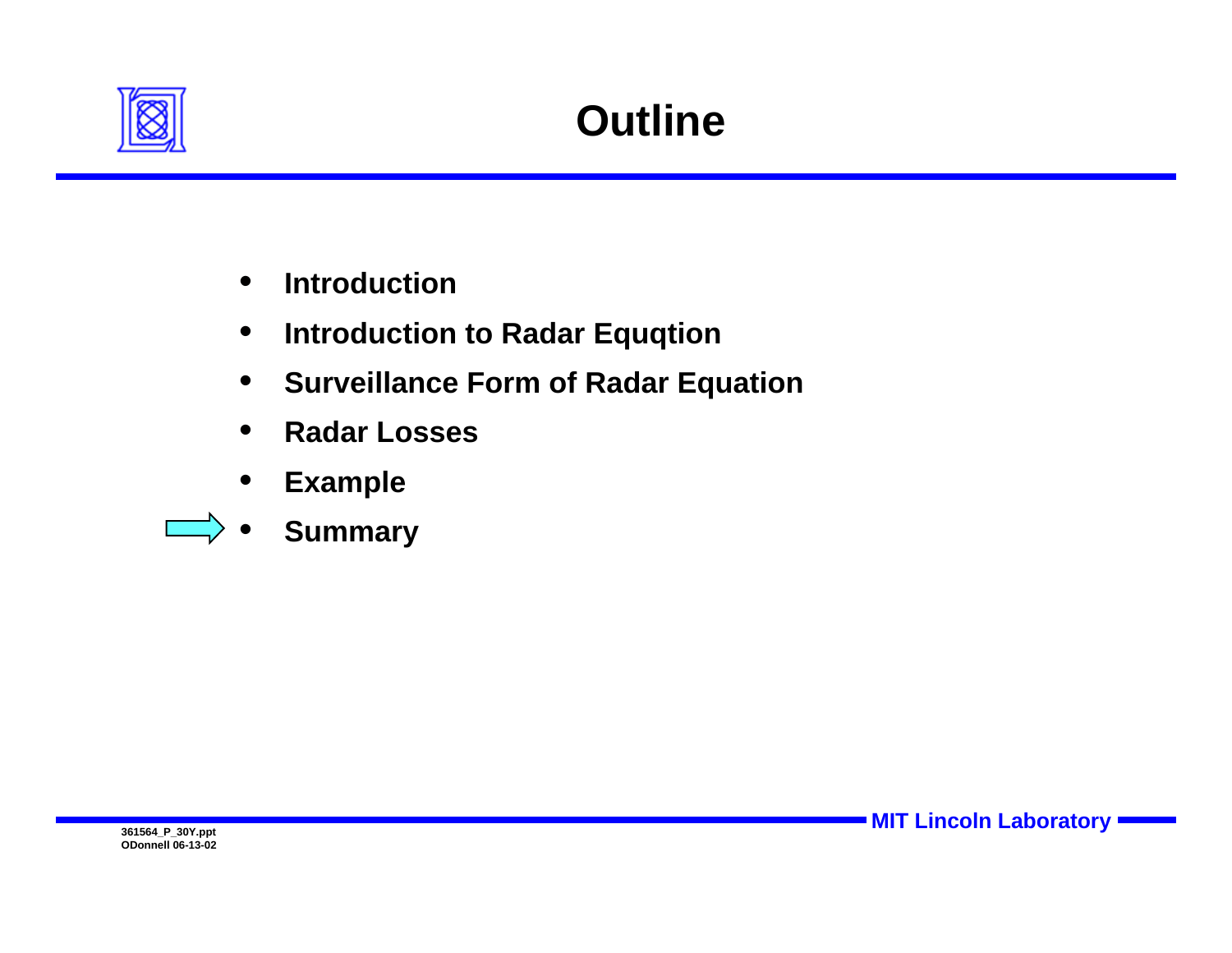# Outline

- Introduction
- Introduction to Radar Equqtion
- Surveillance Form of Radar Equation
- Radar Losses
- Example
- Summary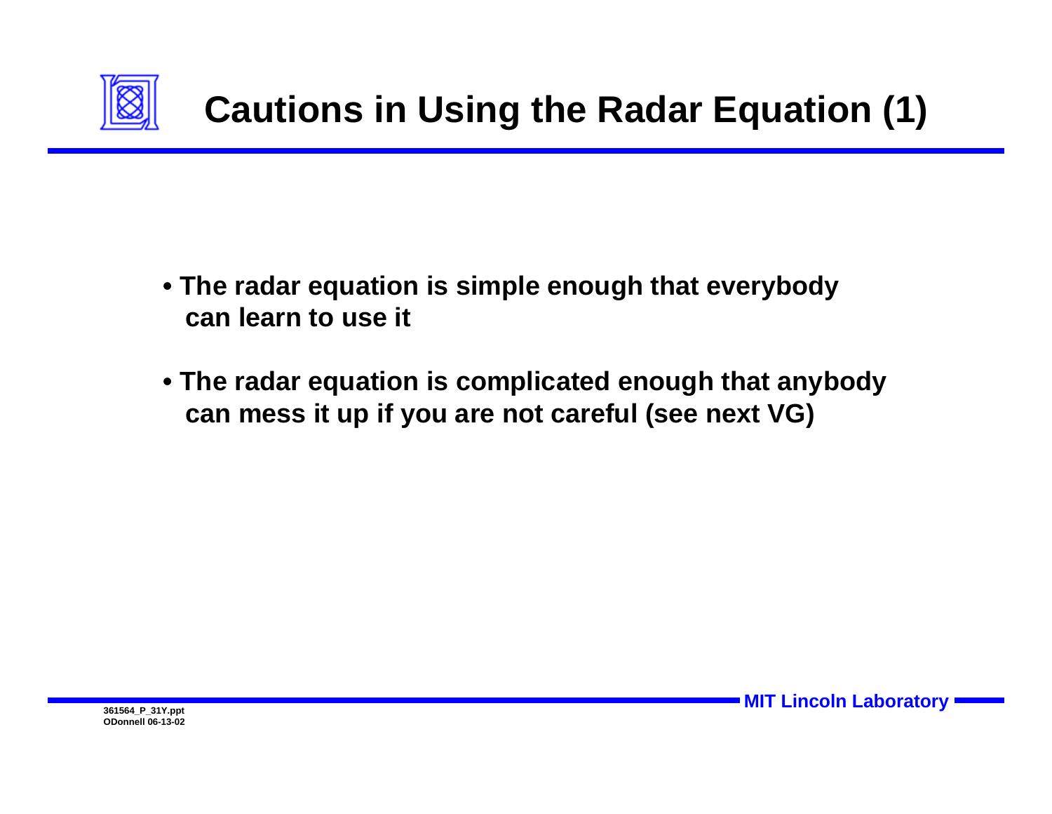# Cautions in Using the Radar Equation (1)

- **The radar equation is simple enough that everybody can learn to use it**
- **The radar equation is complicated enough that anybody can mess it up if you are not careful (see next VG)**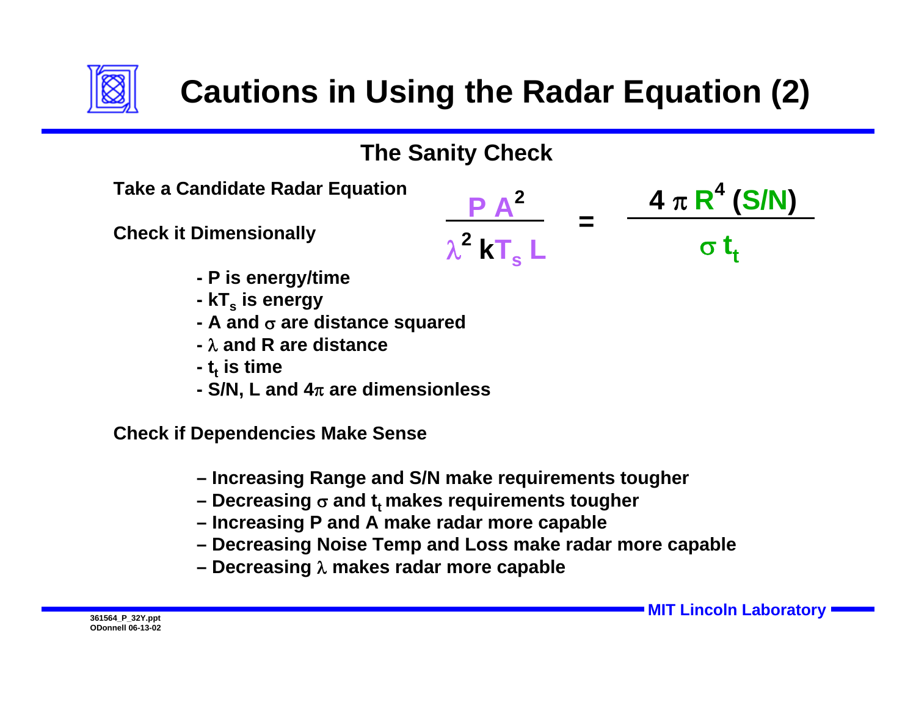# Cautions in Using the Radar Equation (2)

## The Sanity Check

**Take a Candidate Radar Equation**

$$\frac{P A^2}{\lambda^2 k T_s L} = \frac{4 \pi R^4 (S/N)}{\sigma t_t}$$

**Check it Dimensionally**

- P is energy/time
- $kT_s$ is energy
- A and $\sigma$ are distance squared
- $\lambda$ and R are distance
- $t_t$ is time
- S/N, L and $4\pi$ are dimensionless

**Check if Dependencies Make Sense**

- Increasing Range and S/N make requirements tougher
- Decreasing $\sigma$ and $t_t$ makes requirements tougher
- Increasing P and A make radar more capable
- Decreasing Noise Temp and Loss make radar more capable
- Decreasing $\lambda$ makes radar more capable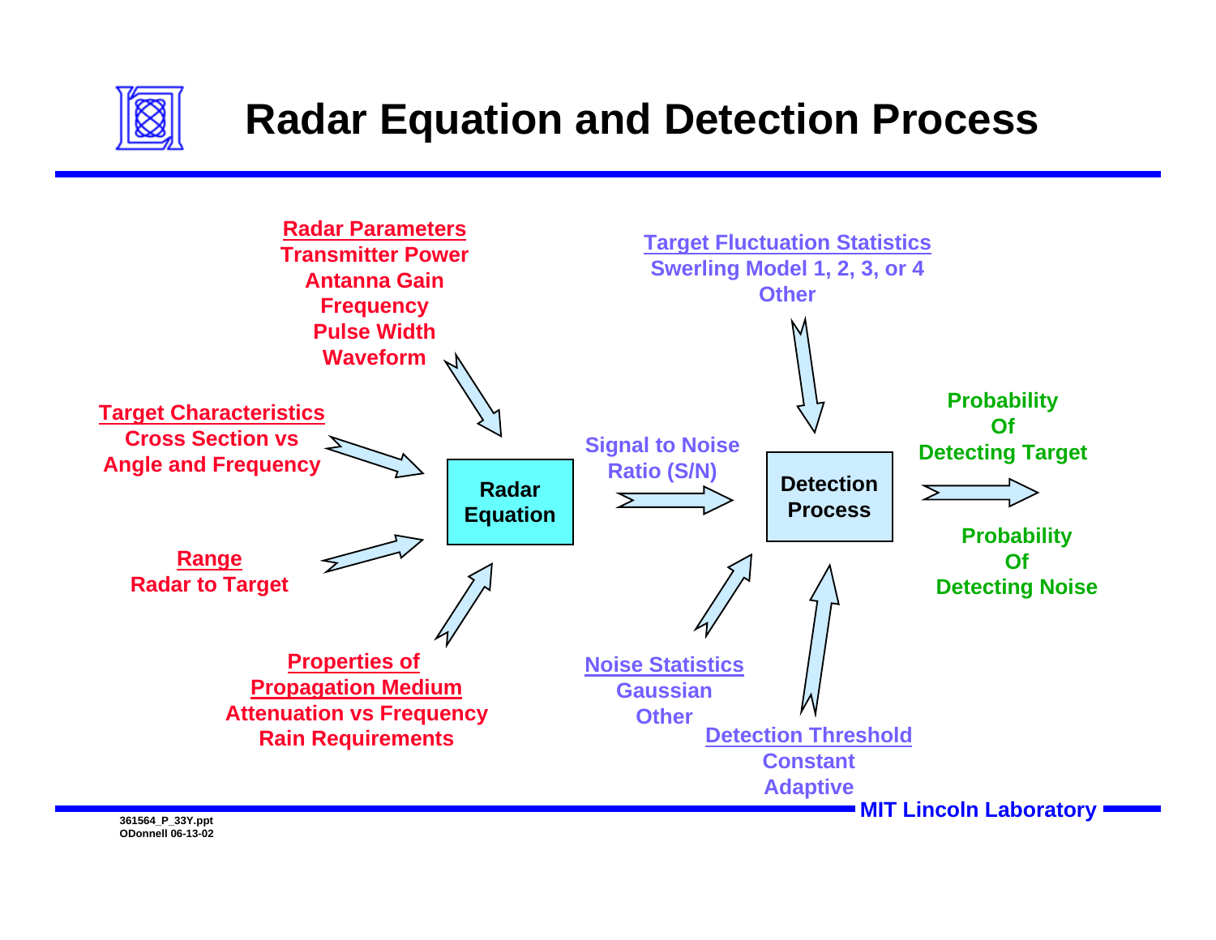# Radar Equation and Detection Process

**Radar Parameters**
- Transmitter Power
- Antanna Gain
- Frequency
- Pulse Width
- Waveform

**Target Characteristics**
- Cross Section vs Angle and Frequency

**Range**
- Radar to Target

**Properties of Propagation Medium**
- Attenuation vs Frequency
- Rain Requirements

**Radar Equation** → Signal to Noise Ratio (S/N) → **Detection Process**

**Target Fluctuation Statistics**
- Swerling Model 1, 2, 3, or 4
- Other

**Noise Statistics**
- Gaussian
- Other

**Detection Threshold**
- Constant
- Adaptive

**Detection Process** →
- Probability Of Detecting Target
- Probability Of Detecting Noise

361564_P_33Y.ppt
ODonnell 06-13-02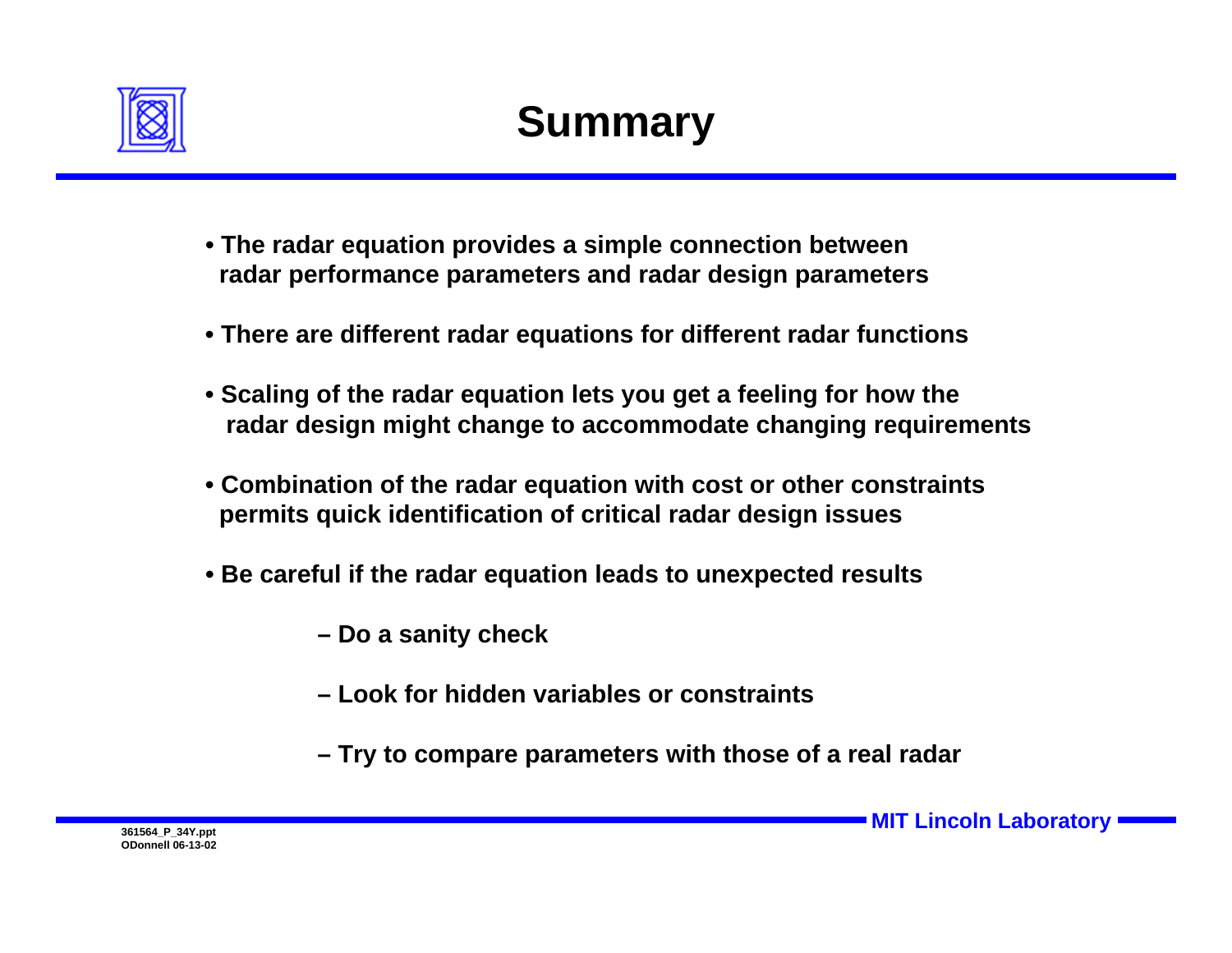# Summary

- The radar equation provides a simple connection between radar performance parameters and radar design parameters
- There are different radar equations for different radar functions
- Scaling of the radar equation lets you get a feeling for how the radar design might change to accommodate changing requirements
- Combination of the radar equation with cost or other constraints permits quick identification of critical radar design issues
- Be careful if the radar equation leads to unexpected results
  - Do a sanity check
  - Look for hidden variables or constraints
  - Try to compare parameters with those of a real radar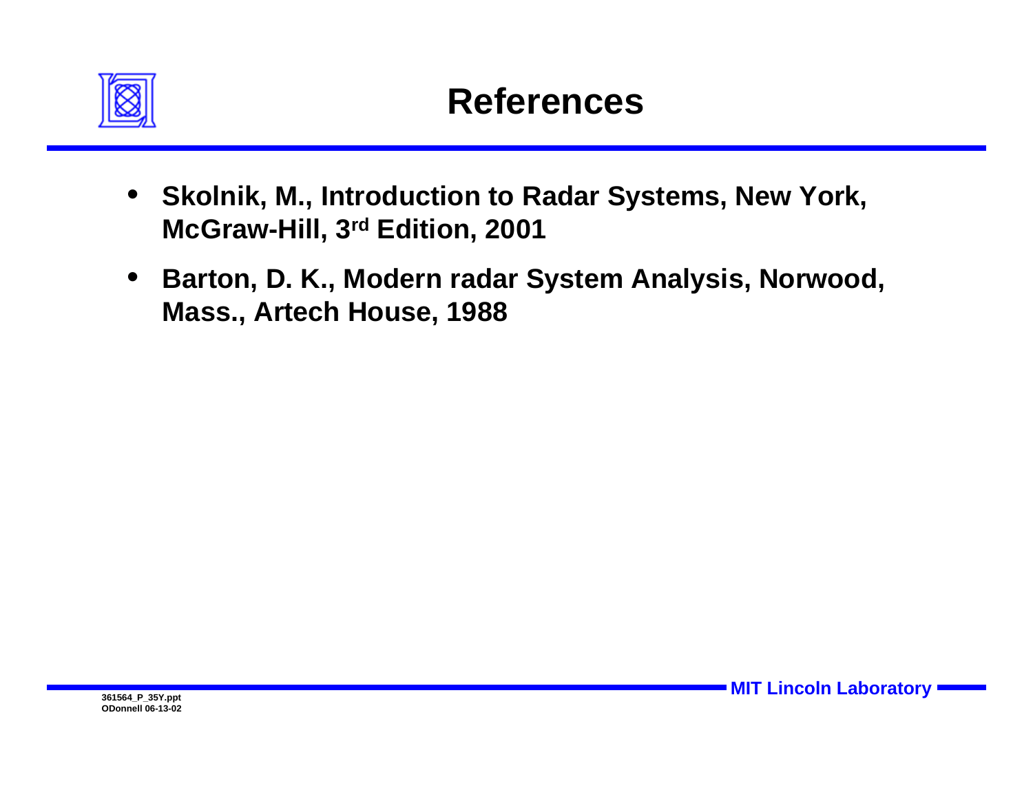# References

- Skolnik, M., Introduction to Radar Systems, New York, McGraw-Hill, 3rd Edition, 2001
- Barton, D. K., Modern radar System Analysis, Norwood, Mass., Artech House, 1988